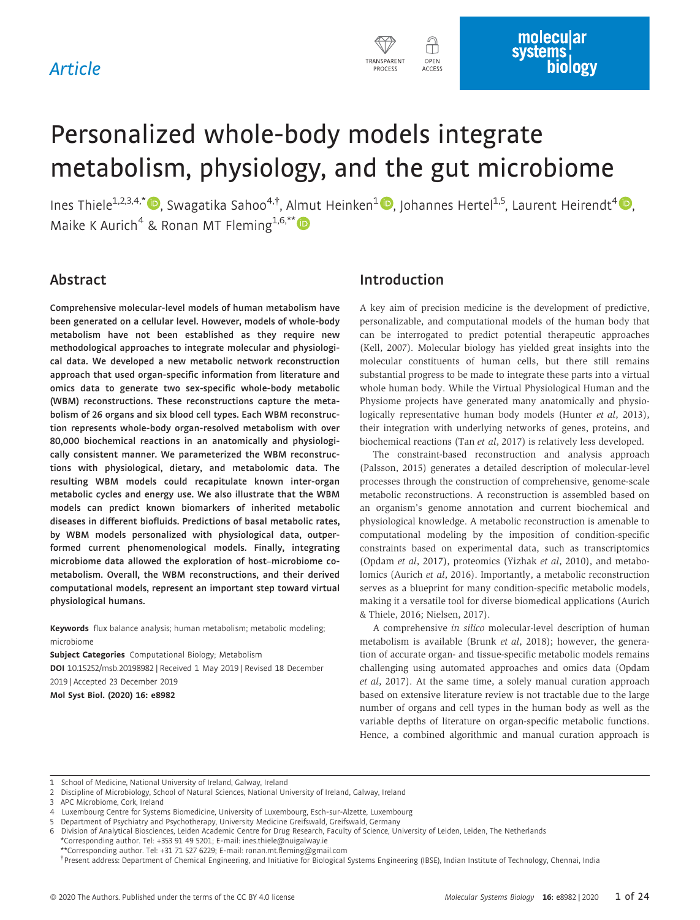Article

# Personalized whole-body models integrate metabolism, physiology, and the gut microbiome

Ines Thiele[1,2,3,4,*], Swagatika Sahoo[4,†], Almut Heinken[1], Johannes Hertel[1,5], Laurent Heirendt[4], Maike K Aurich[4] & Ronan MT Fleming[1,6,**]

## Abstract

**Comprehensive molecular-level models of human metabolism have been generated on a cellular level. However, models of whole-body metabolism have not been established as they require new methodological approaches to integrate molecular and physiological data. We developed a new metabolic network reconstruction approach that used organ-specific information from literature and omics data to generate two sex-specific whole-body metabolic (WBM) reconstructions. These reconstructions capture the metabolism of 26 organs and six blood cell types. Each WBM reconstruction represents whole-body organ-resolved metabolism with over 80,000 biochemical reactions in an anatomically and physiologically consistent manner. We parameterized the WBM reconstructions with physiological, dietary, and metabolomic data. The resulting WBM models could recapitulate known inter-organ metabolic cycles and energy use. We also illustrate that the WBM models can predict known biomarkers of inherited metabolic diseases in different biofluids. Predictions of basal metabolic rates, by WBM models personalized with physiological data, outperformed current phenomenological models. Finally, integrating microbiome data allowed the exploration of host–microbiome co-metabolism. Overall, the WBM reconstructions, and their derived computational models, represent an important step toward virtual physiological humans.**

**Keywords** flux balance analysis; human metabolism; metabolic modeling; microbiome

**Subject Categories** Computational Biology; Metabolism

**DOI** 10.15252/msb.20198982 | Received 1 May 2019 | Revised 18 December 2019 | Accepted 23 December 2019

**Mol Syst Biol. (2020) 16: e8982**

## Introduction

A key aim of precision medicine is the development of predictive, personalizable, and computational models of the human body that can be interrogated to predict potential therapeutic approaches (Kell, 2007). Molecular biology has yielded great insights into the molecular constituents of human cells, but there still remains substantial progress to be made to integrate these parts into a virtual whole human body. While the Virtual Physiological Human and the Physiome projects have generated many anatomically and physiologically representative human body models (Hunter *et al*, 2013), their integration with underlying networks of genes, proteins, and biochemical reactions (Tan *et al*, 2017) is relatively less developed.

The constraint-based reconstruction and analysis approach (Palsson, 2015) generates a detailed description of molecular-level processes through the construction of comprehensive, genome-scale metabolic reconstructions. A reconstruction is assembled based on an organism's genome annotation and current biochemical and physiological knowledge. A metabolic reconstruction is amenable to computational modeling by the imposition of condition-specific constraints based on experimental data, such as transcriptomics (Opdam *et al*, 2017), proteomics (Yizhak *et al*, 2010), and metabolomics (Aurich *et al*, 2016). Importantly, a metabolic reconstruction serves as a blueprint for many condition-specific metabolic models, making it a versatile tool for diverse biomedical applications (Aurich & Thiele, 2016; Nielsen, 2017).

A comprehensive *in silico* molecular-level description of human metabolism is available (Brunk *et al*, 2018); however, the generation of accurate organ- and tissue-specific metabolic models remains challenging using automated approaches and omics data (Opdam *et al*, 2017). At the same time, a solely manual curation approach based on extensive literature review is not tractable due to the large number of organs and cell types in the human body as well as the variable depths of literature on organ-specific metabolic functions. Hence, a combined algorithmic and manual curation approach is

1 School of Medicine, National University of Ireland, Galway, Ireland
2 Discipline of Microbiology, School of Natural Sciences, National University of Ireland, Galway, Ireland
3 APC Microbiome, Cork, Ireland
4 Luxembourg Centre for Systems Biomedicine, University of Luxembourg, Esch-sur-Alzette, Luxembourg
5 Department of Psychiatry and Psychotherapy, University Medicine Greifswald, Greifswald, Germany
6 Division of Analytical Biosciences, Leiden Academic Centre for Drug Research, Faculty of Science, University of Leiden, Leiden, The Netherlands
*Corresponding author. Tel: +353 91 49 5201; E-mail: ines.thiele@nuigalway.ie
**Corresponding author. Tel: +31 71 527 6229; E-mail: ronan.mt.fleming@gmail.com
†Present address: Department of Chemical Engineering, and Initiative for Biological Systems Engineering (IBSE), Indian Institute of Technology, Chennai, India

© 2020 The Authors. Published under the terms of the CC BY 4.0 license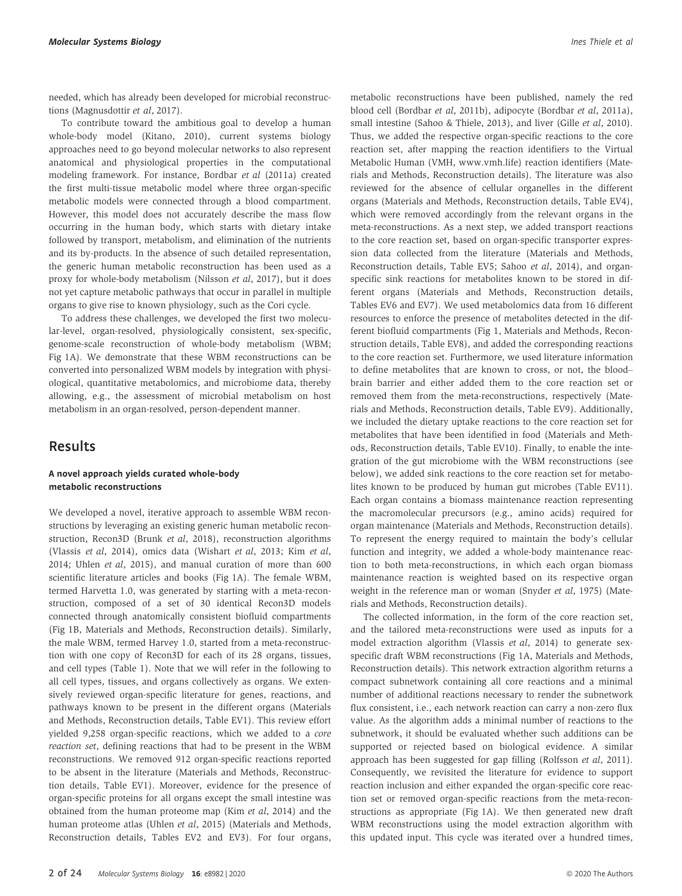needed, which has already been developed for microbial reconstructions (Magnusdottir *et al*, 2017).

To contribute toward the ambitious goal to develop a human whole-body model (Kitano, 2010), current systems biology approaches need to go beyond molecular networks to also represent anatomical and physiological properties in the computational modeling framework. For instance, Bordbar *et al* (2011a) created the first multi-tissue metabolic model where three organ-specific metabolic models were connected through a blood compartment. However, this model does not accurately describe the mass flow occurring in the human body, which starts with dietary intake followed by transport, metabolism, and elimination of the nutrients and its by-products. In the absence of such detailed representation, the generic human metabolic reconstruction has been used as a proxy for whole-body metabolism (Nilsson *et al*, 2017), but it does not yet capture metabolic pathways that occur in parallel in multiple organs to give rise to known physiology, such as the Cori cycle.

To address these challenges, we developed the first two molecular-level, organ-resolved, physiologically consistent, sex-specific, genome-scale reconstruction of whole-body metabolism (WBM; Fig 1A). We demonstrate that these WBM reconstructions can be converted into personalized WBM models by integration with physiological, quantitative metabolomics, and microbiome data, thereby allowing, e.g., the assessment of microbial metabolism on host metabolism in an organ-resolved, person-dependent manner.

## Results

### A novel approach yields curated whole-body metabolic reconstructions

We developed a novel, iterative approach to assemble WBM reconstructions by leveraging an existing generic human metabolic reconstruction, Recon3D (Brunk *et al*, 2018), reconstruction algorithms (Vlassis *et al*, 2014), omics data (Wishart *et al*, 2013; Kim *et al*, 2014; Uhlen *et al*, 2015), and manual curation of more than 600 scientific literature articles and books (Fig 1A). The female WBM, termed Harvetta 1.0, was generated by starting with a meta-reconstruction, composed of a set of 30 identical Recon3D models connected through anatomically consistent biofluid compartments (Fig 1B, Materials and Methods, Reconstruction details). Similarly, the male WBM, termed Harvey 1.0, started from a meta-reconstruction with one copy of Recon3D for each of its 28 organs, tissues, and cell types (Table 1). Note that we will refer in the following to all cell types, tissues, and organs collectively as organs. We extensively reviewed organ-specific literature for genes, reactions, and pathways known to be present in the different organs (Materials and Methods, Reconstruction details, Table EV1). This review effort yielded 9,258 organ-specific reactions, which we added to a *core reaction set*, defining reactions that had to be present in the WBM reconstructions. We removed 912 organ-specific reactions reported to be absent in the literature (Materials and Methods, Reconstruction details, Table EV1). Moreover, evidence for the presence of organ-specific proteins for all organs except the small intestine was obtained from the human proteome map (Kim *et al*, 2014) and the human proteome atlas (Uhlen *et al*, 2015) (Materials and Methods, Reconstruction details, Tables EV2 and EV3). For four organs, metabolic reconstructions have been published, namely the red blood cell (Bordbar *et al*, 2011b), adipocyte (Bordbar *et al*, 2011a), small intestine (Sahoo & Thiele, 2013), and liver (Gille *et al*, 2010). Thus, we added the respective organ-specific reactions to the core reaction set, after mapping the reaction identifiers to the Virtual Metabolic Human (VMH, www.vmh.life) reaction identifiers (Materials and Methods, Reconstruction details). The literature was also reviewed for the absence of cellular organelles in the different organs (Materials and Methods, Reconstruction details, Table EV4), which were removed accordingly from the relevant organs in the meta-reconstructions. As a next step, we added transport reactions to the core reaction set, based on organ-specific transporter expression data collected from the literature (Materials and Methods, Reconstruction details, Table EV5; Sahoo *et al*, 2014), and organ-specific sink reactions for metabolites known to be stored in different organs (Materials and Methods, Reconstruction details, Tables EV6 and EV7). We used metabolomics data from 16 different resources to enforce the presence of metabolites detected in the different biofluid compartments (Fig 1, Materials and Methods, Reconstruction details, Table EV8), and added the corresponding reactions to the core reaction set. Furthermore, we used literature information to define metabolites that are known to cross, or not, the blood–brain barrier and either added them to the core reaction set or removed them from the meta-reconstructions, respectively (Materials and Methods, Reconstruction details, Table EV9). Additionally, we included the dietary uptake reactions to the core reaction set for metabolites that have been identified in food (Materials and Methods, Reconstruction details, Table EV10). Finally, to enable the integration of the gut microbiome with the WBM reconstructions (see below), we added sink reactions to the core reaction set for metabolites known to be produced by human gut microbes (Table EV11). Each organ contains a biomass maintenance reaction representing the macromolecular precursors (e.g., amino acids) required for organ maintenance (Materials and Methods, Reconstruction details). To represent the energy required to maintain the body's cellular function and integrity, we added a whole-body maintenance reaction to both meta-reconstructions, in which each organ biomass maintenance reaction is weighted based on its respective organ weight in the reference man or woman (Snyder *et al*, 1975) (Materials and Methods, Reconstruction details).

The collected information, in the form of the core reaction set, and the tailored meta-reconstructions were used as inputs for a model extraction algorithm (Vlassis *et al*, 2014) to generate sex-specific draft WBM reconstructions (Fig 1A, Materials and Methods, Reconstruction details). This network extraction algorithm returns a compact subnetwork containing all core reactions and a minimal number of additional reactions necessary to render the subnetwork flux consistent, i.e., each network reaction can carry a non-zero flux value. As the algorithm adds a minimal number of reactions to the subnetwork, it should be evaluated whether such additions can be supported or rejected based on biological evidence. A similar approach has been suggested for gap filling (Rolfsson *et al*, 2011). Consequently, we revisited the literature for evidence to support reaction inclusion and either expanded the organ-specific core reaction set or removed organ-specific reactions from the meta-reconstructions as appropriate (Fig 1A). We then generated new draft WBM reconstructions using the model extraction algorithm with this updated input. This cycle was iterated over a hundred times,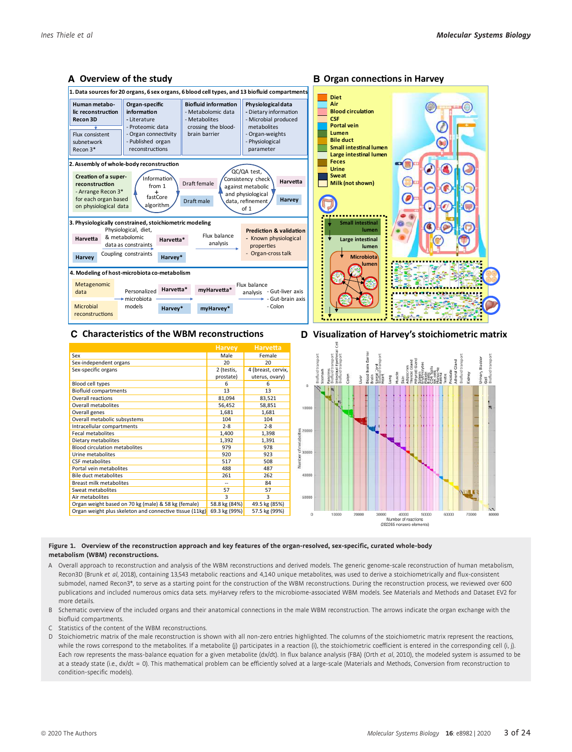## A Overview of the study

**1. Data sources for 20 organs, 6 sex organs, 6 blood cell types, and 13 biofluid compartments**

| Human metabolic reconstruction Recon 3D → Flux consistent subnetwork Recon 3* | Organ-specific information - Literature - Proteomic data - Organ connectivity - Published organ reconstructions | Biofluid information - Metabolomic data - Metabolites crossing the blood-brain barrier | Physiological data - Dietary information - Microbial produced metabolites - Organ-weights - Physiological parameter |
|---|---|---|---|

**2. Assembly of whole-body reconstruction**

Creation of a super-reconstruction - Arrange Recon 3* for each organ based on physiological data → Information from 1 + fastCore algorithm → Draft female / Draft male → QC/QA test, Consistency check against metabolic and physiological data, refinement of 1 → Harvetta / Harvey

**3. Physiologically constrained, stoichiometric modeling**

Harvetta / Harvey → Physiological, diet, & metabolomic data as constraints; Coupling constraints → Harvetta* / Harvey* → Flux balance analysis → Prediction & validation - Known physiological properties - Organ-cross talk

**4. Modeling of host-microbiota co-metabolism**

Metagenomic data; Microbial reconstructions → Personalized microbiota models → Harvetta* / Harvey* → myHarvetta* / myHarvey* → Flux balance analysis → - Gut-liver axis - Gut-brain axis - Colon

## B Organ connections in Harvey

Diet; Air; Blood circulation; CSF; Portal vein; Lumen; Bile duct; Small intestinal lumen; Large intestinal lumen; Feces; Urine; Sweat; Milk (not shown)

Small intestinal lumen; Large intestinal lumen; Microbiota lumen

## C Characteristics of the WBM reconstructions

| | Harvey | Harvetta |
|---|---|---|
| Sex | Male | Female |
| Sex-independent organs | 20 | 20 |
| Sex-specific organs | 2 (testis, prostate) | 4 (breast, cervix, uterus, ovary) |
| Blood cell types | 6 | 6 |
| Biofluid compartments | 13 | 13 |
| Overall reactions | 81,094 | 83,521 |
| Overall metabolites | 56,452 | 58,851 |
| Overall genes | 1,681 | 1,681 |
| Overall metabolic subsystems | 104 | 104 |
| Intracellular compartments | 2-8 | 2-8 |
| Fecal metabolites | 1,400 | 1,398 |
| Dietary metabolites | 1,392 | 1,391 |
| Blood circulation metabolites | 979 | 978 |
| Urine metabolites | 920 | 923 |
| CSF metabolites | 517 | 508 |
| Portal vein metabolites | 488 | 487 |
| Bile duct metabolites | 261 | 262 |
| Breast milk metabolites | -- | 84 |
| Sweat metabolites | 57 | 57 |
| Air metabolites | 3 | 3 |
| Organ weight based on 70 kg (male) & 58 kg (female) | 58.8 kg (84%) | 49.5 kg (85%) |
| Organ weight plus skeleton and connective tissue (11kg) | 69.3 kg (99%) | 57.5 kg (99%) |

## D Visualization of Harvey's stoichiometric matrix

Number of metabolites; Number of reactions (262265 nonzero elements)

**Figure 1. Overview of the reconstruction approach and key features of the organ-resolved, sex-specific, curated whole-body metabolism (WBM) reconstructions.**

A Overall approach to reconstruction and analysis of the WBM reconstructions and derived models. The generic genome-scale reconstruction of human metabolism, Recon3D (Brunk *et al*, 2018), containing 13,543 metabolic reactions and 4,140 unique metabolites, was used to derive a stoichiometrically and flux-consistent submodel, named Recon3*, to serve as a starting point for the construction of the WBM reconstructions. During the reconstruction process, we reviewed over 600 publications and included numerous omics data sets. myHarvey refers to the microbiome-associated WBM models. See Materials and Methods and Dataset EV2 for more details.

B Schematic overview of the included organs and their anatomical connections in the male WBM reconstruction. The arrows indicate the organ exchange with the biofluid compartments.

C Statistics of the content of the WBM reconstructions.

D Stoichiometric matrix of the male reconstruction is shown with all non-zero entries highlighted. The columns of the stoichiometric matrix represent the reactions, while the rows correspond to the metabolites. If a metabolite (j) participates in a reaction (i), the stoichiometric coefficient is entered in the corresponding cell (i, j). Each row represents the mass-balance equation for a given metabolite ($dx/dt$). In flux balance analysis (FBA) (Orth *et al*, 2010), the modeled system is assumed to be at a steady state (i.e., $dx/dt = 0$). This mathematical problem can be efficiently solved at a large-scale (Materials and Methods, Conversion from reconstruction to condition-specific models).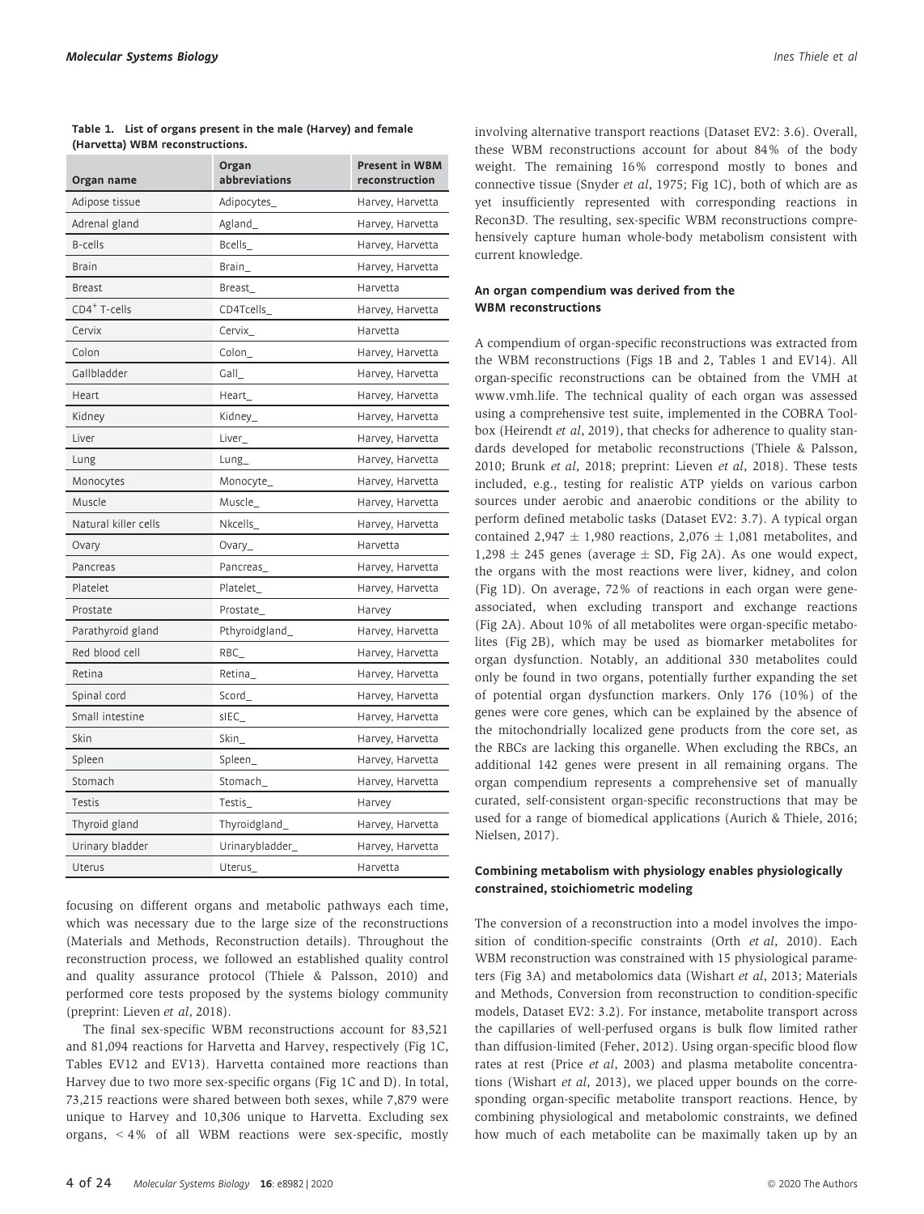**Table 1. List of organs present in the male (Harvey) and female (Harvetta) WBM reconstructions.**

| Organ name | Organ abbreviations | Present in WBM reconstruction |
|---|---|---|
| Adipose tissue | Adipocytes_ | Harvey, Harvetta |
| Adrenal gland | Agland_ | Harvey, Harvetta |
| B-cells | Bcells_ | Harvey, Harvetta |
| Brain | Brain_ | Harvey, Harvetta |
| Breast | Breast_ | Harvetta |
| $CD4^+$ T-cells | CD4Tcells_ | Harvey, Harvetta |
| Cervix | Cervix_ | Harvetta |
| Colon | Colon_ | Harvey, Harvetta |
| Gallbladder | Gall_ | Harvey, Harvetta |
| Heart | Heart_ | Harvey, Harvetta |
| Kidney | Kidney_ | Harvey, Harvetta |
| Liver | Liver_ | Harvey, Harvetta |
| Lung | Lung_ | Harvey, Harvetta |
| Monocytes | Monocyte_ | Harvey, Harvetta |
| Muscle | Muscle_ | Harvey, Harvetta |
| Natural killer cells | Nkcells_ | Harvey, Harvetta |
| Ovary | Ovary_ | Harvetta |
| Pancreas | Pancreas_ | Harvey, Harvetta |
| Platelet | Platelet_ | Harvey, Harvetta |
| Prostate | Prostate_ | Harvey |
| Parathyroid gland | Pthyroidgland_ | Harvey, Harvetta |
| Red blood cell | RBC_ | Harvey, Harvetta |
| Retina | Retina_ | Harvey, Harvetta |
| Spinal cord | Scord_ | Harvey, Harvetta |
| Small intestine | sIEC_ | Harvey, Harvetta |
| Skin | Skin_ | Harvey, Harvetta |
| Spleen | Spleen_ | Harvey, Harvetta |
| Stomach | Stomach_ | Harvey, Harvetta |
| Testis | Testis_ | Harvey |
| Thyroid gland | Thyroidgland_ | Harvey, Harvetta |
| Urinary bladder | Urinarybladder_ | Harvey, Harvetta |
| Uterus | Uterus_ | Harvetta |

focusing on different organs and metabolic pathways each time, which was necessary due to the large size of the reconstructions (Materials and Methods, Reconstruction details). Throughout the reconstruction process, we followed an established quality control and quality assurance protocol (Thiele & Palsson, 2010) and performed core tests proposed by the systems biology community (preprint: Lieven *et al*, 2018).

The final sex-specific WBM reconstructions account for 83,521 and 81,094 reactions for Harvetta and Harvey, respectively (Fig 1C, Tables EV12 and EV13). Harvetta contained more reactions than Harvey due to two more sex-specific organs (Fig 1C and D). In total, 73,215 reactions were shared between both sexes, while 7,879 were unique to Harvey and 10,306 unique to Harvetta. Excluding sex organs, < 4% of all WBM reactions were sex-specific, mostly involving alternative transport reactions (Dataset EV2: 3.6). Overall, these WBM reconstructions account for about 84% of the body weight. The remaining 16% correspond mostly to bones and connective tissue (Snyder *et al*, 1975; Fig 1C), both of which are as yet insufficiently represented with corresponding reactions in Recon3D. The resulting, sex-specific WBM reconstructions comprehensively capture human whole-body metabolism consistent with current knowledge.

### An organ compendium was derived from the WBM reconstructions

A compendium of organ-specific reconstructions was extracted from the WBM reconstructions (Figs 1B and 2, Tables 1 and EV14). All organ-specific reconstructions can be obtained from the VMH at www.vmh.life. The technical quality of each organ was assessed using a comprehensive test suite, implemented in the COBRA Toolbox (Heirendt *et al*, 2019), that checks for adherence to quality standards developed for metabolic reconstructions (Thiele & Palsson, 2010; Brunk *et al*, 2018; preprint: Lieven *et al*, 2018). These tests included, e.g., testing for realistic ATP yields on various carbon sources under aerobic and anaerobic conditions or the ability to perform defined metabolic tasks (Dataset EV2: 3.7). A typical organ contained 2,947 ± 1,980 reactions, 2,076 ± 1,081 metabolites, and 1,298 ± 245 genes (average ± SD, Fig 2A). As one would expect, the organs with the most reactions were liver, kidney, and colon (Fig 1D). On average, 72% of reactions in each organ were gene-associated, when excluding transport and exchange reactions (Fig 2A). About 10% of all metabolites were organ-specific metabolites (Fig 2B), which may be used as biomarker metabolites for organ dysfunction. Notably, an additional 330 metabolites could only be found in two organs, potentially further expanding the set of potential organ dysfunction markers. Only 176 (10%) of the genes were core genes, which can be explained by the absence of the mitochondrially localized gene products from the core set, as the RBCs are lacking this organelle. When excluding the RBCs, an additional 142 genes were present in all remaining organs. The organ compendium represents a comprehensive set of manually curated, self-consistent organ-specific reconstructions that may be used for a range of biomedical applications (Aurich & Thiele, 2016; Nielsen, 2017).

### Combining metabolism with physiology enables physiologically constrained, stoichiometric modeling

The conversion of a reconstruction into a model involves the imposition of condition-specific constraints (Orth *et al*, 2010). Each WBM reconstruction was constrained with 15 physiological parameters (Fig 3A) and metabolomics data (Wishart *et al*, 2013; Materials and Methods, Conversion from reconstruction to condition-specific models, Dataset EV2: 3.2). For instance, metabolite transport across the capillaries of well-perfused organs is bulk flow limited rather than diffusion-limited (Feher, 2012). Using organ-specific blood flow rates at rest (Price *et al*, 2003) and plasma metabolite concentrations (Wishart *et al*, 2013), we placed upper bounds on the corresponding organ-specific metabolite transport reactions. Hence, by combining physiological and metabolomic constraints, we defined how much of each metabolite can be maximally taken up by an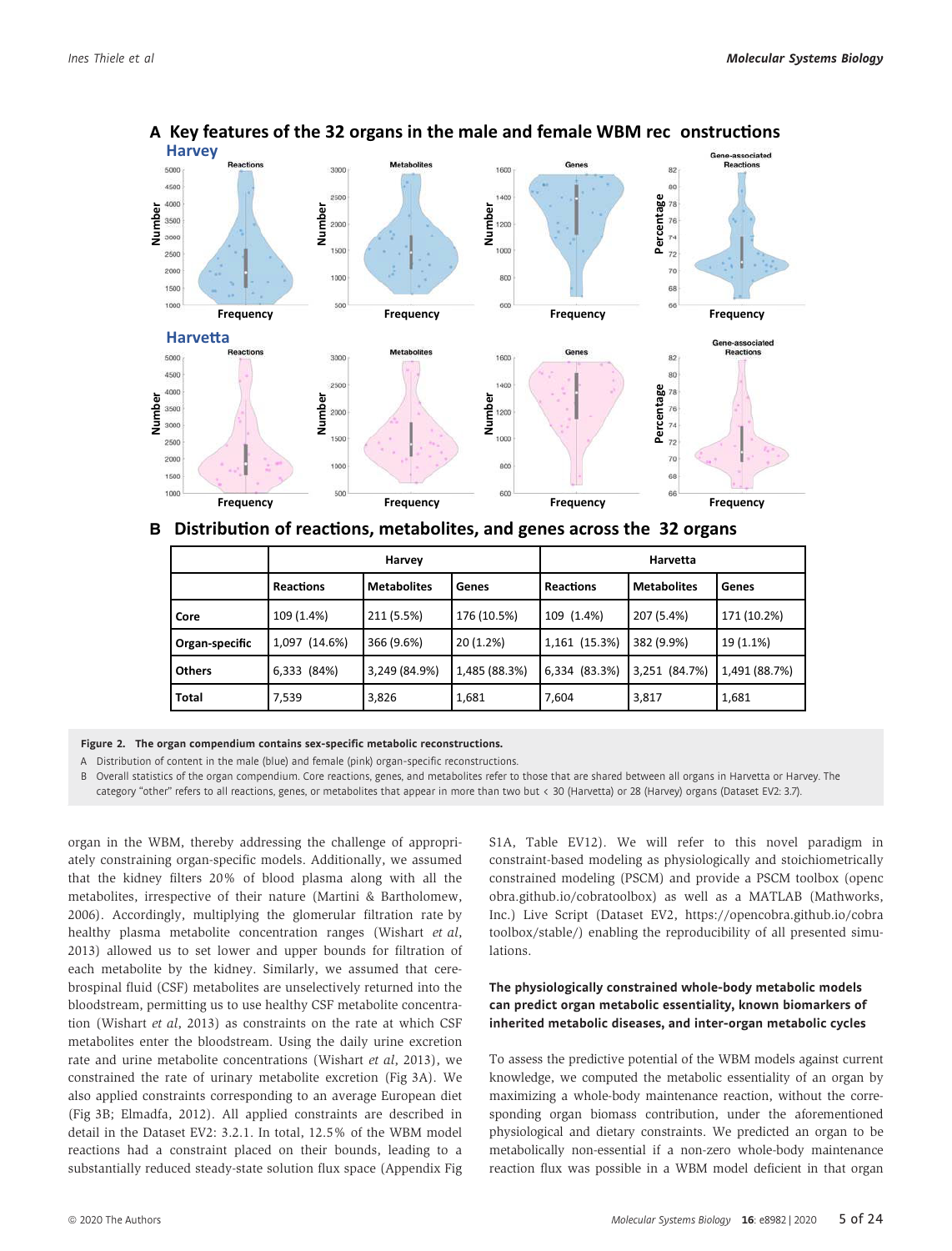## A Key features of the 32 organs in the male and female WBM rec onstructions

**Harvey**

Reactions — Metabolites — Genes — Gene-associated Reactions

Number / Percentage — Frequency

**Harvetta**

Reactions — Metabolites — Genes — Gene-associated Reactions

Number / Percentage — Frequency

## B Distribution of reactions, metabolites, and genes across the 32 organs

| | Harvey | | | Harvetta | | |
|---|---|---|---|---|---|---|
| | Reactions | Metabolites | Genes | Reactions | Metabolites | Genes |
| Core | 109 (1.4%) | 211 (5.5%) | 176 (10.5%) | 109 (1.4%) | 207 (5.4%) | 171 (10.2%) |
| Organ-specific | 1,097 (14.6%) | 366 (9.6%) | 20 (1.2%) | 1,161 (15.3%) | 382 (9.9%) | 19 (1.1%) |
| Others | 6,333 (84%) | 3,249 (84.9%) | 1,485 (88.3%) | 6,334 (83.3%) | 3,251 (84.7%) | 1,491 (88.7%) |
| Total | 7,539 | 3,826 | 1,681 | 7,604 | 3,817 | 1,681 |

**Figure 2. The organ compendium contains sex-specific metabolic reconstructions.**

A Distribution of content in the male (blue) and female (pink) organ-specific reconstructions.

B Overall statistics of the organ compendium. Core reactions, genes, and metabolites refer to those that are shared between all organs in Harvetta or Harvey. The category "other" refers to all reactions, genes, or metabolites that appear in more than two but < 30 (Harvetta) or 28 (Harvey) organs (Dataset EV2: 3.7).

organ in the WBM, thereby addressing the challenge of appropriately constraining organ-specific models. Additionally, we assumed that the kidney filters 20% of blood plasma along with all the metabolites, irrespective of their nature (Martini & Bartholomew, 2006). Accordingly, multiplying the glomerular filtration rate by healthy plasma metabolite concentration ranges (Wishart *et al*, 2013) allowed us to set lower and upper bounds for filtration of each metabolite by the kidney. Similarly, we assumed that cerebrospinal fluid (CSF) metabolites are unselectively returned into the bloodstream, permitting us to use healthy CSF metabolite concentration (Wishart *et al*, 2013) as constraints on the rate at which CSF metabolites enter the bloodstream. Using the daily urine excretion rate and urine metabolite concentrations (Wishart *et al*, 2013), we constrained the rate of urinary metabolite excretion (Fig 3A). We also applied constraints corresponding to an average European diet (Fig 3B; Elmadfa, 2012). All applied constraints are described in detail in the Dataset EV2: 3.2.1. In total, 12.5% of the WBM model reactions had a constraint placed on their bounds, leading to a substantially reduced steady-state solution flux space (Appendix Fig S1A, Table EV12). We will refer to this novel paradigm in constraint-based modeling as physiologically and stoichiometrically constrained modeling (PSCM) and provide a PSCM toolbox (opencobra.github.io/cobratoolbox) as well as a MATLAB (Mathworks, Inc.) Live Script (Dataset EV2, https://opencobra.github.io/cobratoolbox/stable/) enabling the reproducibility of all presented simulations.

### The physiologically constrained whole-body metabolic models can predict organ metabolic essentiality, known biomarkers of inherited metabolic diseases, and inter-organ metabolic cycles

To assess the predictive potential of the WBM models against current knowledge, we computed the metabolic essentiality of an organ by maximizing a whole-body maintenance reaction, without the corresponding organ biomass contribution, under the aforementioned physiological and dietary constraints. We predicted an organ to be metabolically non-essential if a non-zero whole-body maintenance reaction flux was possible in a WBM model deficient in that organ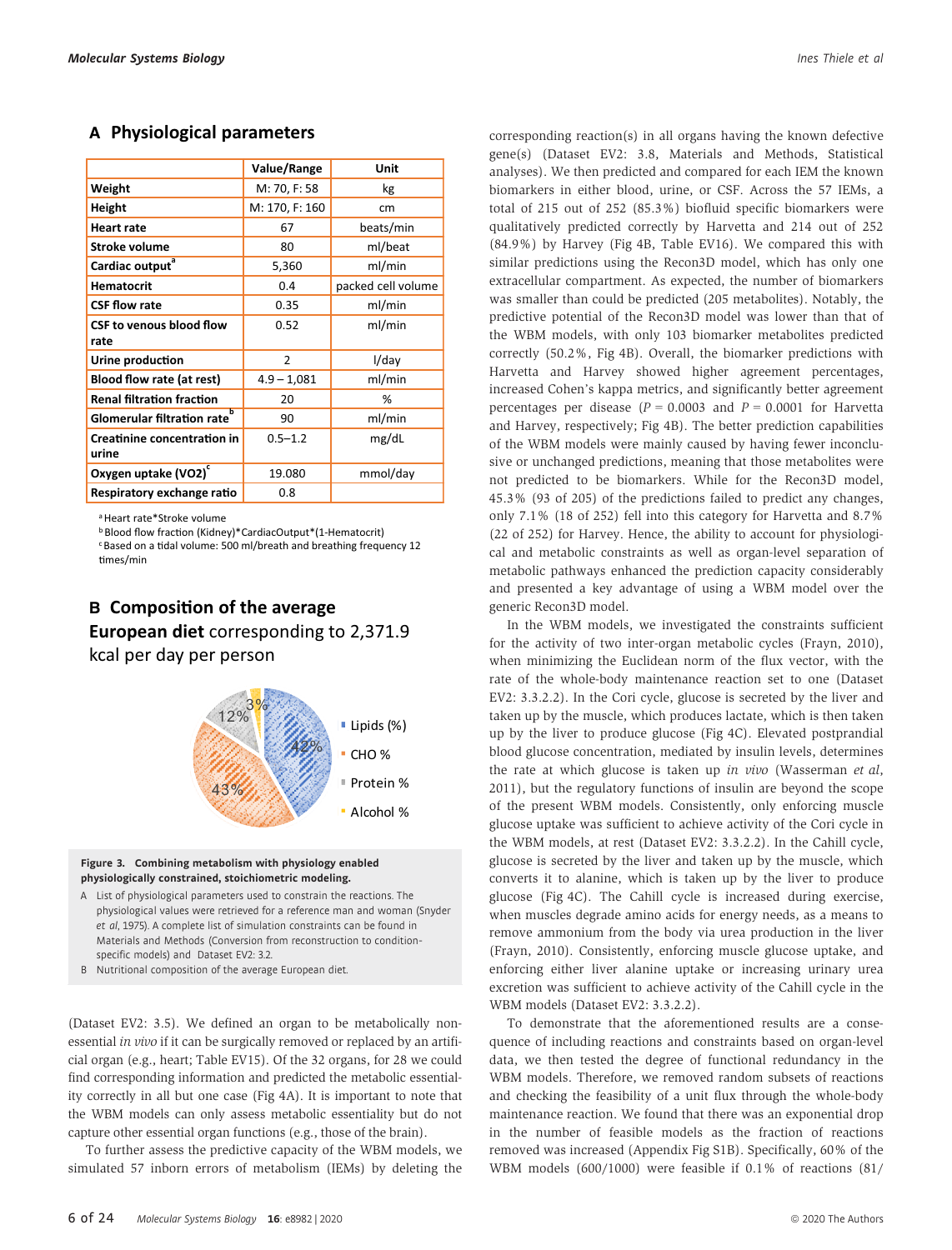## A Physiological parameters

| | Value/Range | Unit |
|---|---|---|
| **Weight** | M: 70, F: 58 | kg |
| **Height** | M: 170, F: 160 | cm |
| **Heart rate** | 67 | beats/min |
| **Stroke volume** | 80 | ml/beat |
| **Cardiac output**[a] | 5,360 | ml/min |
| **Hematocrit** | 0.4 | packed cell volume |
| **CSF flow rate** | 0.35 | ml/min |
| **CSF to venous blood flow rate** | 0.52 | ml/min |
| **Urine production** | 2 | l/day |
| **Blood flow rate (at rest)** | 4.9 – 1,081 | ml/min |
| **Renal filtration fraction** | 20 | % |
| **Glomerular filtration rate**[b] | 90 | ml/min |
| **Creatinine concentration in urine** | 0.5–1.2 | mg/dL |
| **Oxygen uptake (VO2)**[c] | 19.080 | mmol/day |
| **Respiratory exchange ratio** | 0.8 | |

[a] Heart rate*Stroke volume
[b] Blood flow fraction (Kidney)*CardiacOutput*(1-Hematocrit)
[c] Based on a tidal volume: 500 ml/breath and breathing frequency 12 times/min

## B Composition of the average European diet corresponding to 2,371.9 kcal per day per person

Lipids (%) 42%; CHO % 43%; Protein % 12%; Alcohol % 3%

**Figure 3. Combining metabolism with physiology enabled physiologically constrained, stoichiometric modeling.**

A List of physiological parameters used to constrain the reactions. The physiological values were retrieved for a reference man and woman (Snyder *et al*, 1975). A complete list of simulation constraints can be found in Materials and Methods (Conversion from reconstruction to condition-specific models) and Dataset EV2: 3.2.

B Nutritional composition of the average European diet.

(Dataset EV2: 3.5). We defined an organ to be metabolically non-essential *in vivo* if it can be surgically removed or replaced by an artificial organ (e.g., heart; Table EV15). Of the 32 organs, for 28 we could find corresponding information and predicted the metabolic essentiality correctly in all but one case (Fig 4A). It is important to note that the WBM models can only assess metabolic essentiality but do not capture other essential organ functions (e.g., those of the brain).

To further assess the predictive capacity of the WBM models, we simulated 57 inborn errors of metabolism (IEMs) by deleting the corresponding reaction(s) in all organs having the known defective gene(s) (Dataset EV2: 3.8, Materials and Methods, Statistical analyses). We then predicted and compared for each IEM the known biomarkers in either blood, urine, or CSF. Across the 57 IEMs, a total of 215 out of 252 (85.3%) biofluid specific biomarkers were qualitatively predicted correctly by Harvetta and 214 out of 252 (84.9%) by Harvey (Fig 4B, Table EV16). We compared this with similar predictions using the Recon3D model, which has only one extracellular compartment. As expected, the number of biomarkers was smaller than could be predicted (205 metabolites). Notably, the predictive potential of the Recon3D model was lower than that of the WBM models, with only 103 biomarker metabolites predicted correctly (50.2%, Fig 4B). Overall, the biomarker predictions with Harvetta and Harvey showed higher agreement percentages, increased Cohen's kappa metrics, and significantly better agreement percentages per disease ($P = 0.0003$ and $P = 0.0001$ for Harvetta and Harvey, respectively; Fig 4B). The better prediction capabilities of the WBM models were mainly caused by having fewer inconclusive or unchanged predictions, meaning that those metabolites were not predicted to be biomarkers. While for the Recon3D model, 45.3% (93 of 205) of the predictions failed to predict any changes, only 7.1% (18 of 252) fell into this category for Harvetta and 8.7% (22 of 252) for Harvey. Hence, the ability to account for physiological and metabolic constraints as well as organ-level separation of metabolic pathways enhanced the prediction capacity considerably and presented a key advantage of using a WBM model over the generic Recon3D model.

In the WBM models, we investigated the constraints sufficient for the activity of two inter-organ metabolic cycles (Frayn, 2010), when minimizing the Euclidean norm of the flux vector, with the rate of the whole-body maintenance reaction set to one (Dataset EV2: 3.3.2.2). In the Cori cycle, glucose is secreted by the liver and taken up by the muscle, which produces lactate, which is then taken up by the liver to produce glucose (Fig 4C). Elevated postprandial blood glucose concentration, mediated by insulin levels, determines the rate at which glucose is taken up *in vivo* (Wasserman *et al*, 2011), but the regulatory functions of insulin are beyond the scope of the present WBM models. Consistently, only enforcing muscle glucose uptake was sufficient to achieve activity of the Cori cycle in the WBM models, at rest (Dataset EV2: 3.3.2.2). In the Cahill cycle, glucose is secreted by the liver and taken up by the muscle, which converts it to alanine, which is taken up by the liver to produce glucose (Fig 4C). The Cahill cycle is increased during exercise, when muscles degrade amino acids for energy needs, as a means to remove ammonium from the body via urea production in the liver (Frayn, 2010). Consistently, enforcing muscle glucose uptake, and enforcing either liver alanine uptake or increasing urinary urea excretion was sufficient to achieve activity of the Cahill cycle in the WBM models (Dataset EV2: 3.3.2.2).

To demonstrate that the aforementioned results are a consequence of including reactions and constraints based on organ-level data, we then tested the degree of functional redundancy in the WBM models. Therefore, we removed random subsets of reactions and checking the feasibility of a unit flux through the whole-body maintenance reaction. We found that there was an exponential drop in the number of feasible models as the fraction of reactions removed was increased (Appendix Fig S1B). Specifically, 60% of the WBM models (600/1000) were feasible if 0.1% of reactions (81/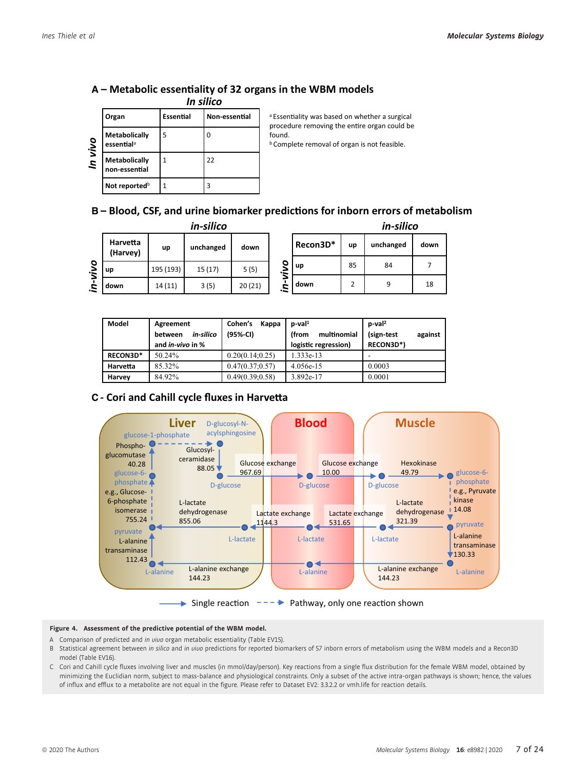## A – Metabolic essentiality of 32 organs in the WBM models

| *In vivo* \ *In silico* — Organ | Essential | Non-essential |
|---|---|---|
| Metabolically essential[a] | 5 | 0 |
| Metabolically non-essential | 1 | 22 |
| Not reported[b] | 1 | 3 |

[a] Essentiality was based on whether a surgical procedure removing the entire organ could be found.
[b] Complete removal of organ is not feasible.

## B – Blood, CSF, and urine biomarker predictions for inborn errors of metabolism

| *in-vivo* \ *in-silico* — Harvetta (Harvey) | up | unchanged | down |
|---|---|---|---|
| up | 195 (193) | 15 (17) | 5 (5) |
| down | 14 (11) | 3 (5) | 20 (21) |

| *in-vivo* \ *in-silico* — Recon3D* | up | unchanged | down |
|---|---|---|---|
| up | 85 | 84 | 7 |
| down | 2 | 9 | 18 |

| Model | Agreement between *in-silico* and *in-vivo* in % | Cohen's Kappa (95%-CI) | p-val[1] (from multinomial logistic regression) | p-val[2] (sign-test against RECON3D*) |
|---|---|---|---|---|
| RECON3D* | 50.24% | 0.20(0.14;0.25) | 1.333e-13 | - |
| Harvetta | 85.32% | 0.47(0.37;0.57) | 4.056e-15 | 0.0003 |
| Harvey | 84.92% | 0.49(0.39;0.58) | 3.892e-17 | 0.0001 |

## C - Cori and Cahill cycle fluxes in Harvetta

**Figure 4. Assessment of the predictive potential of the WBM model.**

A Comparison of predicted and *in vivo* organ metabolic essentiality (Table EV15).

B Statistical agreement between *in silico* and *in vivo* predictions for reported biomarkers of 57 inborn errors of metabolism using the WBM models and a Recon3D model (Table EV16).

C Cori and Cahill cycle fluxes involving liver and muscles (in mmol/day/person). Key reactions from a single flux distribution for the female WBM model, obtained by minimizing the Euclidian norm, subject to mass-balance and physiological constraints. Only a subset of the active intra-organ pathways is shown; hence, the values of influx and efflux to a metabolite are not equal in the figure. Please refer to Dataset EV2: 3.3.2.2 or vmh.life for reaction details.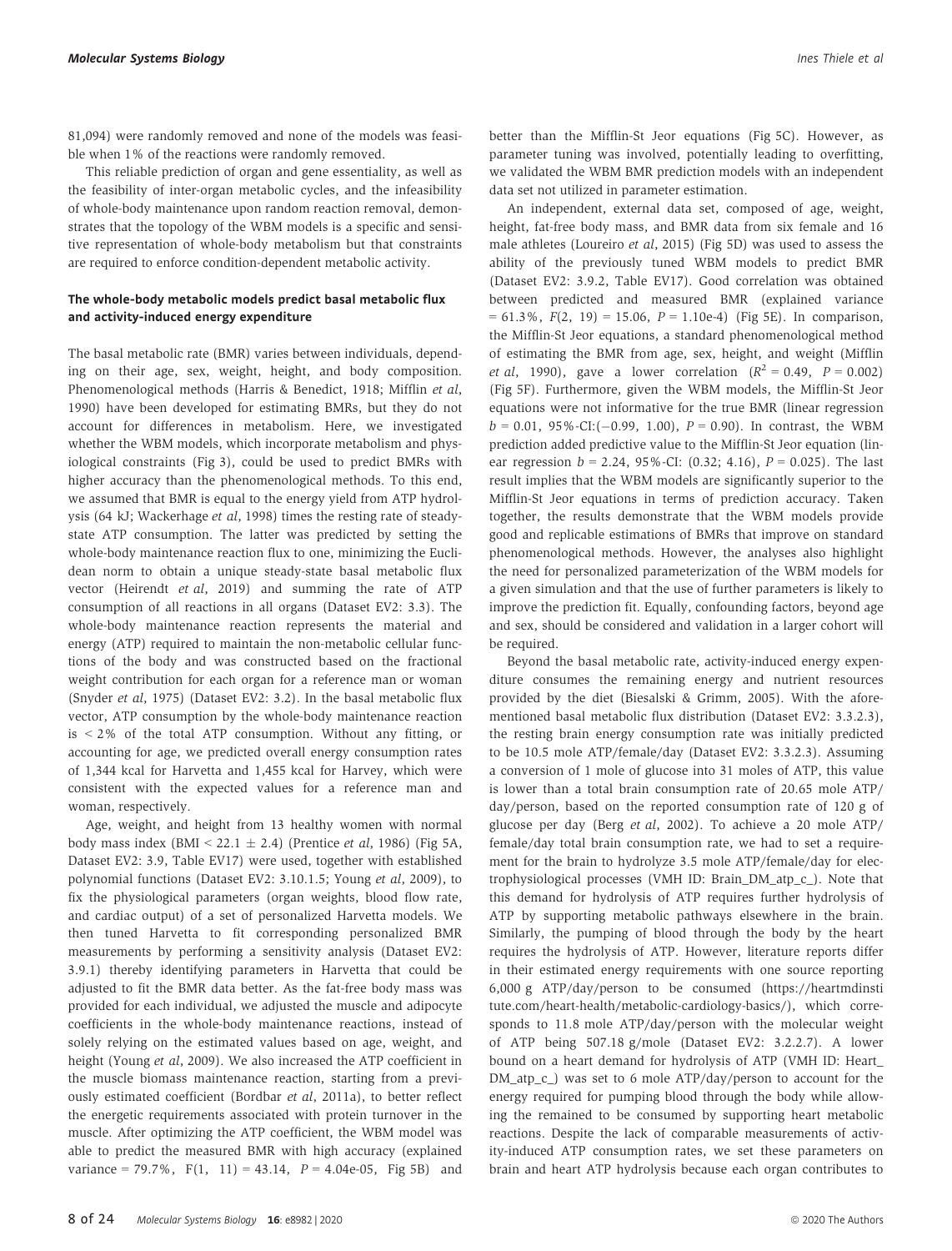81,094) were randomly removed and none of the models was feasible when 1% of the reactions were randomly removed.

This reliable prediction of organ and gene essentiality, as well as the feasibility of inter-organ metabolic cycles, and the infeasibility of whole-body maintenance upon random reaction removal, demonstrates that the topology of the WBM models is a specific and sensitive representation of whole-body metabolism but that constraints are required to enforce condition-dependent metabolic activity.

### The whole-body metabolic models predict basal metabolic flux and activity-induced energy expenditure

The basal metabolic rate (BMR) varies between individuals, depending on their age, sex, weight, height, and body composition. Phenomenological methods (Harris & Benedict, 1918; Mifflin *et al*, 1990) have been developed for estimating BMRs, but they do not account for differences in metabolism. Here, we investigated whether the WBM models, which incorporate metabolism and physiological constraints (Fig 3), could be used to predict BMRs with higher accuracy than the phenomenological methods. To this end, we assumed that BMR is equal to the energy yield from ATP hydrolysis (64 kJ; Wackerhage *et al*, 1998) times the resting rate of steady-state ATP consumption. The latter was predicted by setting the whole-body maintenance reaction flux to one, minimizing the Euclidean norm to obtain a unique steady-state basal metabolic flux vector (Heirendt *et al*, 2019) and summing the rate of ATP consumption of all reactions in all organs (Dataset EV2: 3.3). The whole-body maintenance reaction represents the material and energy (ATP) required to maintain the non-metabolic cellular functions of the body and was constructed based on the fractional weight contribution for each organ for a reference man or woman (Snyder *et al*, 1975) (Dataset EV2: 3.2). In the basal metabolic flux vector, ATP consumption by the whole-body maintenance reaction is < 2% of the total ATP consumption. Without any fitting, or accounting for age, we predicted overall energy consumption rates of 1,344 kcal for Harvetta and 1,455 kcal for Harvey, which were consistent with the expected values for a reference man and woman, respectively.

Age, weight, and height from 13 healthy women with normal body mass index (BMI < 22.1 ± 2.4) (Prentice *et al*, 1986) (Fig 5A, Dataset EV2: 3.9, Table EV17) were used, together with established polynomial functions (Dataset EV2: 3.10.1.5; Young *et al*, 2009), to fix the physiological parameters (organ weights, blood flow rate, and cardiac output) of a set of personalized Harvetta models. We then tuned Harvetta to fit corresponding personalized BMR measurements by performing a sensitivity analysis (Dataset EV2: 3.9.1) thereby identifying parameters in Harvetta that could be adjusted to fit the BMR data better. As the fat-free body mass was provided for each individual, we adjusted the muscle and adipocyte coefficients in the whole-body maintenance reactions, instead of solely relying on the estimated values based on age, weight, and height (Young *et al*, 2009). We also increased the ATP coefficient in the muscle biomass maintenance reaction, starting from a previously estimated coefficient (Bordbar *et al*, 2011a), to better reflect the energetic requirements associated with protein turnover in the muscle. After optimizing the ATP coefficient, the WBM model was able to predict the measured BMR with high accuracy (explained variance = 79.7%, $F(1, 11) = 43.14$, $P = 4.04\text{e-}05$, Fig 5B) and better than the Mifflin-St Jeor equations (Fig 5C). However, as parameter tuning was involved, potentially leading to overfitting, we validated the WBM BMR prediction models with an independent data set not utilized in parameter estimation.

An independent, external data set, composed of age, weight, height, fat-free body mass, and BMR data from six female and 16 male athletes (Loureiro *et al*, 2015) (Fig 5D) was used to assess the ability of the previously tuned WBM models to predict BMR (Dataset EV2: 3.9.2, Table EV17). Good correlation was obtained between predicted and measured BMR (explained variance = 61.3%, $F(2, 19) = 15.06$, $P = 1.10\text{e-}4$) (Fig 5E). In comparison, the Mifflin-St Jeor equations, a standard phenomenological method of estimating the BMR from age, sex, height, and weight (Mifflin *et al*, 1990), gave a lower correlation ($R^2 = 0.49$, $P = 0.002$) (Fig 5F). Furthermore, given the WBM models, the Mifflin-St Jeor equations were not informative for the true BMR (linear regression $b = 0.01$, 95%-CI:(−0.99, 1.00), $P = 0.90$). In contrast, the WBM prediction added predictive value to the Mifflin-St Jeor equation (linear regression $b = 2.24$, 95%-CI: (0.32; 4.16), $P = 0.025$). The last result implies that the WBM models are significantly superior to the Mifflin-St Jeor equations in terms of prediction accuracy. Taken together, the results demonstrate that the WBM models provide good and replicable estimations of BMRs that improve on standard phenomenological methods. However, the analyses also highlight the need for personalized parameterization of the WBM models for a given simulation and that the use of further parameters is likely to improve the prediction fit. Equally, confounding factors, beyond age and sex, should be considered and validation in a larger cohort will be required.

Beyond the basal metabolic rate, activity-induced energy expenditure consumes the remaining energy and nutrient resources provided by the diet (Biesalski & Grimm, 2005). With the aforementioned basal metabolic flux distribution (Dataset EV2: 3.3.2.3), the resting brain energy consumption rate was initially predicted to be 10.5 mole ATP/female/day (Dataset EV2: 3.3.2.3). Assuming a conversion of 1 mole of glucose into 31 moles of ATP, this value is lower than a total brain consumption rate of 20.65 mole ATP/day/person, based on the reported consumption rate of 120 g of glucose per day (Berg *et al*, 2002). To achieve a 20 mole ATP/female/day total brain consumption rate, we had to set a requirement for the brain to hydrolyze 3.5 mole ATP/female/day for electrophysiological processes (VMH ID: Brain_DM_atp_c_). Note that this demand for hydrolysis of ATP requires further hydrolysis of ATP by supporting metabolic pathways elsewhere in the brain. Similarly, the pumping of blood through the body by the heart requires the hydrolysis of ATP. However, literature reports differ in their estimated energy requirements with one source reporting 6,000 g ATP/day/person to be consumed (https://heartmdinstitute.com/heart-health/metabolic-cardiology-basics/), which corresponds to 11.8 mole ATP/day/person with the molecular weight of ATP being 507.18 g/mole (Dataset EV2: 3.2.2.7). A lower bound on a heart demand for hydrolysis of ATP (VMH ID: Heart_DM_atp_c_) was set to 6 mole ATP/day/person to account for the energy required for pumping blood through the body while allowing the remained to be consumed by supporting heart metabolic reactions. Despite the lack of comparable measurements of activity-induced ATP consumption rates, we set these parameters on brain and heart ATP hydrolysis because each organ contributes to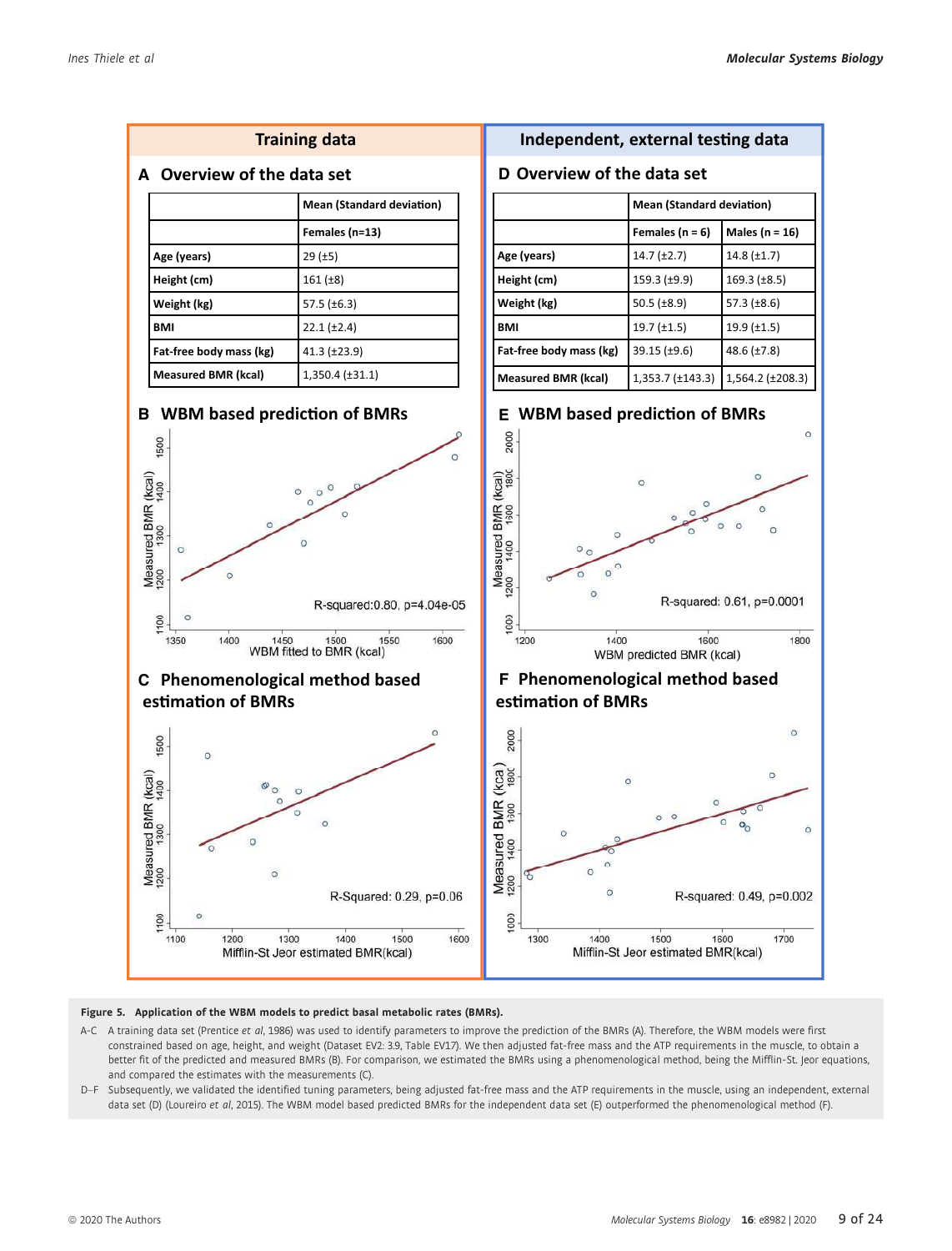## Training data

### A Overview of the data set

| | Mean (Standard deviation) |
|---|---|
| | Females (n=13) |
| Age (years) | 29 (±5) |
| Height (cm) | 161 (±8) |
| Weight (kg) | 57.5 (±6.3) |
| BMI | 22.1 (±2.4) |
| Fat-free body mass (kg) | 41.3 (±23.9) |
| Measured BMR (kcal) | 1,350.4 (±31.1) |

### B WBM based prediction of BMRs

R-squared:0.80, p=4.04e-05

### C Phenomenological method based estimation of BMRs

R-Squared: 0.29, p=0.06

## Independent, external testing data

### D Overview of the data set

| | Mean (Standard deviation) | |
|---|---|---|
| | Females (n = 6) | Males (n = 16) |
| Age (years) | 14.7 (±2.7) | 14.8 (±1.7) |
| Height (cm) | 159.3 (±9.9) | 169.3 (±8.5) |
| Weight (kg) | 50.5 (±8.9) | 57.3 (±8.6) |
| BMI | 19.7 (±1.5) | 19.9 (±1.5) |
| Fat-free body mass (kg) | 39.15 (±9.6) | 48.6 (±7.8) |
| Measured BMR (kcal) | 1,353.7 (±143.3) | 1,564.2 (±208.3) |

### E WBM based prediction of BMRs

R-squared: 0.61, p=0.0001

### F Phenomenological method based estimation of BMRs

R-squared: 0.49, p=0.002

**Figure 5. Application of the WBM models to predict basal metabolic rates (BMRs).**

A–C A training data set (Prentice *et al*, 1986) was used to identify parameters to improve the prediction of the BMRs (A). Therefore, the WBM models were first constrained based on age, height, and weight (Dataset EV2: 3.9, Table EV17). We then adjusted fat-free mass and the ATP requirements in the muscle, to obtain a better fit of the predicted and measured BMRs (B). For comparison, we estimated the BMRs using a phenomenological method, being the Mifflin-St. Jeor equations, and compared the estimates with the measurements (C).

D–F Subsequently, we validated the identified tuning parameters, being adjusted fat-free mass and the ATP requirements in the muscle, using an independent, external data set (D) (Loureiro *et al*, 2015). The WBM model based predicted BMRs for the independent data set (E) outperformed the phenomenological method (F).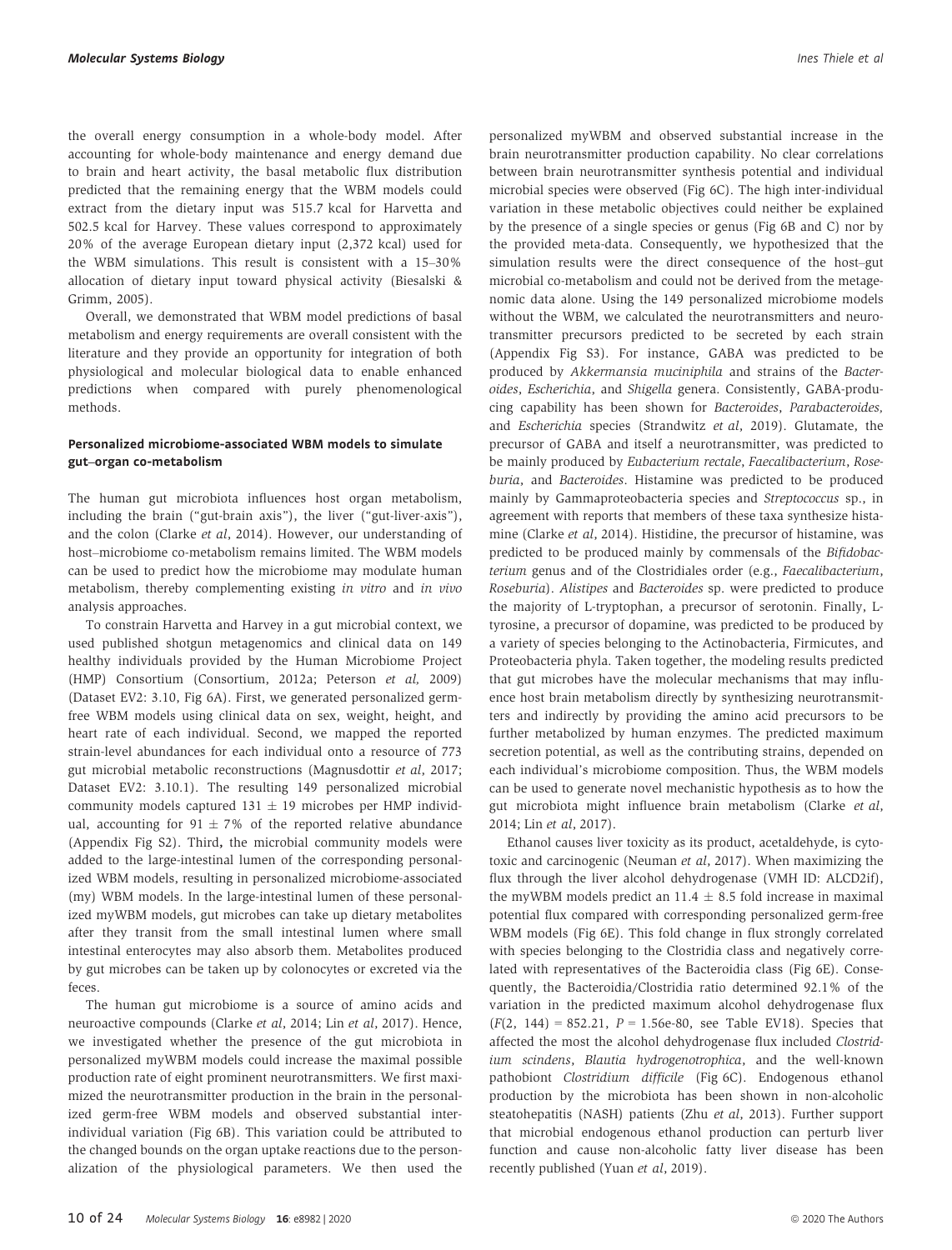the overall energy consumption in a whole-body model. After accounting for whole-body maintenance and energy demand due to brain and heart activity, the basal metabolic flux distribution predicted that the remaining energy that the WBM models could extract from the dietary input was 515.7 kcal for Harvetta and 502.5 kcal for Harvey. These values correspond to approximately 20% of the average European dietary input (2,372 kcal) used for the WBM simulations. This result is consistent with a 15–30% allocation of dietary input toward physical activity (Biesalski & Grimm, 2005).

Overall, we demonstrated that WBM model predictions of basal metabolism and energy requirements are overall consistent with the literature and they provide an opportunity for integration of both physiological and molecular biological data to enable enhanced predictions when compared with purely phenomenological methods.

### Personalized microbiome-associated WBM models to simulate gut–organ co-metabolism

The human gut microbiota influences host organ metabolism, including the brain ("gut-brain axis"), the liver ("gut-liver-axis"), and the colon (Clarke *et al*, 2014). However, our understanding of host–microbiome co-metabolism remains limited. The WBM models can be used to predict how the microbiome may modulate human metabolism, thereby complementing existing *in vitro* and *in vivo* analysis approaches.

To constrain Harvetta and Harvey in a gut microbial context, we used published shotgun metagenomics and clinical data on 149 healthy individuals provided by the Human Microbiome Project (HMP) Consortium (Consortium, 2012a; Peterson *et al,* 2009) (Dataset EV2: 3.10, Fig 6A). First, we generated personalized germ-free WBM models using clinical data on sex, weight, height, and heart rate of each individual. Second, we mapped the reported strain-level abundances for each individual onto a resource of 773 gut microbial metabolic reconstructions (Magnusdottir *et al*, 2017; Dataset EV2: 3.10.1). The resulting 149 personalized microbial community models captured 131 ± 19 microbes per HMP individual, accounting for 91 ± 7% of the reported relative abundance (Appendix Fig S2). Third, the microbial community models were added to the large-intestinal lumen of the corresponding personalized WBM models, resulting in personalized microbiome-associated (my) WBM models. In the large-intestinal lumen of these personalized myWBM models, gut microbes can take up dietary metabolites after they transit from the small intestinal lumen where small intestinal enterocytes may also absorb them. Metabolites produced by gut microbes can be taken up by colonocytes or excreted via the feces.

The human gut microbiome is a source of amino acids and neuroactive compounds (Clarke *et al*, 2014; Lin *et al*, 2017). Hence, we investigated whether the presence of the gut microbiota in personalized myWBM models could increase the maximal possible production rate of eight prominent neurotransmitters. We first maximized the neurotransmitter production in the brain in the personalized germ-free WBM models and observed substantial inter-individual variation (Fig 6B). This variation could be attributed to the changed bounds on the organ uptake reactions due to the personalization of the physiological parameters. We then used the personalized myWBM and observed substantial increase in the brain neurotransmitter production capability. No clear correlations between brain neurotransmitter synthesis potential and individual microbial species were observed (Fig 6C). The high inter-individual variation in these metabolic objectives could neither be explained by the presence of a single species or genus (Fig 6B and C) nor by the provided meta-data. Consequently, we hypothesized that the simulation results were the direct consequence of the host–gut microbial co-metabolism and could not be derived from the metagenomic data alone. Using the 149 personalized microbiome models without the WBM, we calculated the neurotransmitters and neurotransmitter precursors predicted to be secreted by each strain (Appendix Fig S3). For instance, GABA was predicted to be produced by *Akkermansia muciniphila* and strains of the *Bacteroides*, *Escherichia*, and *Shigella* genera. Consistently, GABA-producing capability has been shown for *Bacteroides*, *Parabacteroides,* and *Escherichia* species (Strandwitz *et al*, 2019). Glutamate, the precursor of GABA and itself a neurotransmitter, was predicted to be mainly produced by *Eubacterium rectale*, *Faecalibacterium*, *Roseburia*, and *Bacteroides*. Histamine was predicted to be produced mainly by Gammaproteobacteria species and *Streptococcus* sp., in agreement with reports that members of these taxa synthesize histamine (Clarke *et al*, 2014). Histidine, the precursor of histamine, was predicted to be produced mainly by commensals of the *Bifidobacterium* genus and of the Clostridiales order (e.g., *Faecalibacterium*, *Roseburia*). *Alistipes* and *Bacteroides* sp. were predicted to produce the majority of L-tryptophan, a precursor of serotonin. Finally, L-tyrosine, a precursor of dopamine, was predicted to be produced by a variety of species belonging to the Actinobacteria, Firmicutes, and Proteobacteria phyla. Taken together, the modeling results predicted that gut microbes have the molecular mechanisms that may influence host brain metabolism directly by synthesizing neurotransmitters and indirectly by providing the amino acid precursors to be further metabolized by human enzymes. The predicted maximum secretion potential, as well as the contributing strains, depended on each individual's microbiome composition. Thus, the WBM models can be used to generate novel mechanistic hypothesis as to how the gut microbiota might influence brain metabolism (Clarke *et al*, 2014; Lin *et al*, 2017).

Ethanol causes liver toxicity as its product, acetaldehyde, is cytotoxic and carcinogenic (Neuman *et al*, 2017). When maximizing the flux through the liver alcohol dehydrogenase (VMH ID: ALCD2if), the myWBM models predict an 11.4 ± 8.5 fold increase in maximal potential flux compared with corresponding personalized germ-free WBM models (Fig 6E). This fold change in flux strongly correlated with species belonging to the Clostridia class and negatively correlated with representatives of the Bacteroidia class (Fig 6E). Consequently, the Bacteroidia/Clostridia ratio determined 92.1% of the variation in the predicted maximum alcohol dehydrogenase flux ($F(2,\ 144) = 852.21$, $P = 1.56\text{e-}80$, see Table EV18). Species that affected the most the alcohol dehydrogenase flux included *Clostridium scindens*, *Blautia hydrogenotrophica*, and the well-known pathobiont *Clostridium difficile* (Fig 6C). Endogenous ethanol production by the microbiota has been shown in non-alcoholic steatohepatitis (NASH) patients (Zhu *et al*, 2013). Further support that microbial endogenous ethanol production can perturb liver function and cause non-alcoholic fatty liver disease has been recently published (Yuan *et al*, 2019).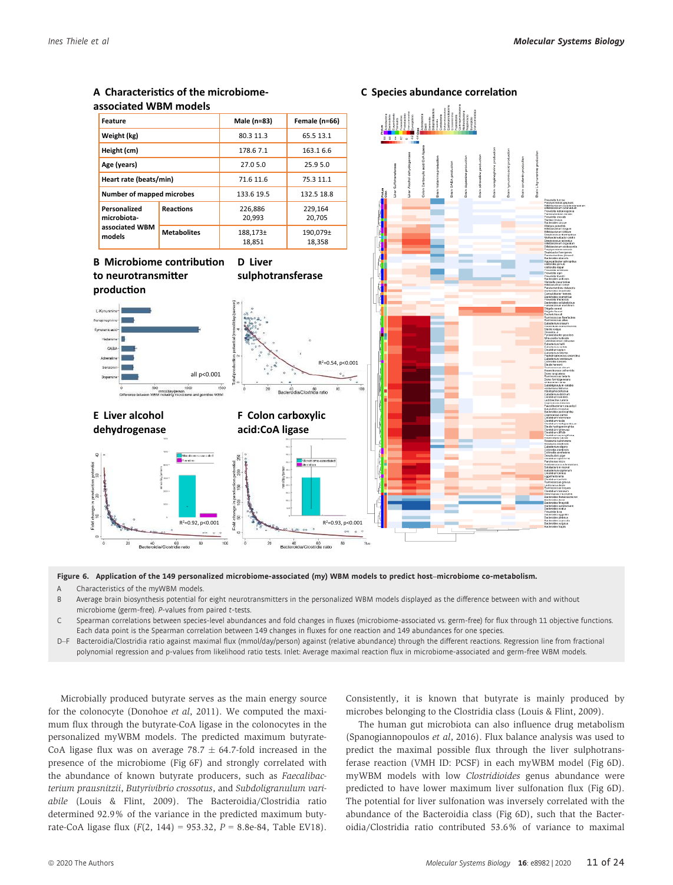**A Characteristics of the microbiome-associated WBM models**

| Feature | | Male (n=83) | Female (n=66) |
|---|---|---|---|
| Weight (kg) | | 80.3 11.3 | 65.5 13.1 |
| Height (cm) | | 178.6 7.1 | 163.1 6.6 |
| Age (years) | | 27.0 5.0 | 25.9 5.0 |
| Heart rate (beats/min) | | 71.6 11.6 | 75.3 11.1 |
| Number of mapped microbes | | 133.6 19.5 | 132.5 18.8 |
| Personalized microbiota-associated WBM models | Reactions | 226,886 20,993 | 229,164 20,705 |
| | Metabolites | 188,173± 18,851 | 190,079± 18,358 |

**Figure 6. Application of the 149 personalized microbiome-associated (my) WBM models to predict host–microbiome co-metabolism.**

A Characteristics of the myWBM models.

B Average brain biosynthesis potential for eight neurotransmitters in the personalized WBM models displayed as the difference between with and without microbiome (germ-free). P-values from paired t-tests.

C Spearman correlations between species-level abundances and fold changes in fluxes (microbiome-associated vs. germ-free) for flux through 11 objective functions. Each data point is the Spearman correlation between 149 changes in fluxes for one reaction and 149 abundances for one species.

D–F Bacteroidia/Clostridia ratio against maximal flux (mmol/day/person) against (relative abundance) through the different reactions. Regression line from fractional polynomial regression and p-values from likelihood ratio tests. Inlet: Average maximal reaction flux in microbiome-associated and germ-free WBM models.

Microbially produced butyrate serves as the main energy source for the colonocyte (Donohoe *et al*, 2011). We computed the maximum flux through the butyrate-CoA ligase in the colonocytes in the personalized myWBM models. The predicted maximum butyrate-CoA ligase flux was on average 78.7 ± 64.7-fold increased in the presence of the microbiome (Fig 6F) and strongly correlated with the abundance of known butyrate producers, such as *Faecalibacterium prausnitzii*, *Butyrivibrio crossotus*, and *Subdoligranulum variabile* (Louis & Flint, 2009). The Bacteroidia/Clostridia ratio determined 92.9% of the variance in the predicted maximum butyrate-CoA ligase flux ($F(2, 144) = 953.32$, $P = 8.8e\text{-}84$, Table EV18). Consistently, it is known that butyrate is mainly produced by microbes belonging to the Clostridia class (Louis & Flint, 2009).

The human gut microbiota can also influence drug metabolism (Spanogiannopoulos *et al*, 2016). Flux balance analysis was used to predict the maximal possible flux through the liver sulphotransferase reaction (VMH ID: PCSF) in each myWBM model (Fig 6D). myWBM models with low *Clostridioides* genus abundance were predicted to have lower maximum liver sulfonation flux (Fig 6D). The potential for liver sulfonation was inversely correlated with the abundance of the Bacteroidia class (Fig 6D), such that the Bacteroidia/Clostridia ratio contributed 53.6% of variance to maximal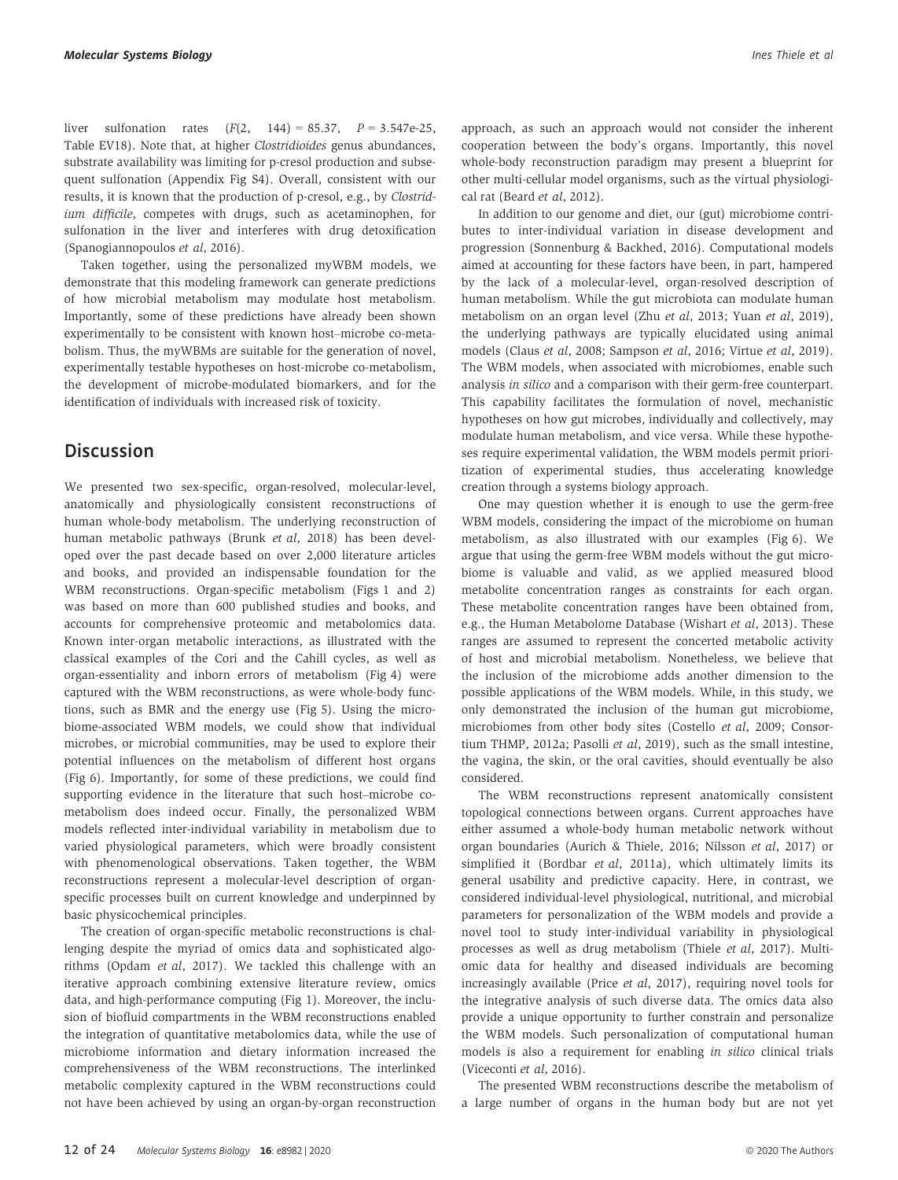liver sulfonation rates ($F(2, 144) = 85.37$, $P = 3.547e\text{-}25$, Table EV18). Note that, at higher *Clostridioides* genus abundances, substrate availability was limiting for p-cresol production and subsequent sulfonation (Appendix Fig S4). Overall, consistent with our results, it is known that the production of p-cresol, e.g., by *Clostridium difficile*, competes with drugs, such as acetaminophen, for sulfonation in the liver and interferes with drug detoxification (Spanogiannopoulos *et al*, 2016).

Taken together, using the personalized myWBM models, we demonstrate that this modeling framework can generate predictions of how microbial metabolism may modulate host metabolism. Importantly, some of these predictions have already been shown experimentally to be consistent with known host–microbe co-metabolism. Thus, the myWBMs are suitable for the generation of novel, experimentally testable hypotheses on host-microbe co-metabolism, the development of microbe-modulated biomarkers, and for the identification of individuals with increased risk of toxicity.

## Discussion

We presented two sex-specific, organ-resolved, molecular-level, anatomically and physiologically consistent reconstructions of human whole-body metabolism. The underlying reconstruction of human metabolic pathways (Brunk *et al*, 2018) has been developed over the past decade based on over 2,000 literature articles and books, and provided an indispensable foundation for the WBM reconstructions. Organ-specific metabolism (Figs 1 and 2) was based on more than 600 published studies and books, and accounts for comprehensive proteomic and metabolomics data. Known inter-organ metabolic interactions, as illustrated with the classical examples of the Cori and the Cahill cycles, as well as organ-essentiality and inborn errors of metabolism (Fig 4) were captured with the WBM reconstructions, as were whole-body functions, such as BMR and the energy use (Fig 5). Using the microbiome-associated WBM models, we could show that individual microbes, or microbial communities, may be used to explore their potential influences on the metabolism of different host organs (Fig 6). Importantly, for some of these predictions, we could find supporting evidence in the literature that such host–microbe co-metabolism does indeed occur. Finally, the personalized WBM models reflected inter-individual variability in metabolism due to varied physiological parameters, which were broadly consistent with phenomenological observations. Taken together, the WBM reconstructions represent a molecular-level description of organ-specific processes built on current knowledge and underpinned by basic physicochemical principles.

The creation of organ-specific metabolic reconstructions is challenging despite the myriad of omics data and sophisticated algorithms (Opdam *et al*, 2017). We tackled this challenge with an iterative approach combining extensive literature review, omics data, and high-performance computing (Fig 1). Moreover, the inclusion of biofluid compartments in the WBM reconstructions enabled the integration of quantitative metabolomics data, while the use of microbiome information and dietary information increased the comprehensiveness of the WBM reconstructions. The interlinked metabolic complexity captured in the WBM reconstructions could not have been achieved by using an organ-by-organ reconstruction approach, as such an approach would not consider the inherent cooperation between the body's organs. Importantly, this novel whole-body reconstruction paradigm may present a blueprint for other multi-cellular model organisms, such as the virtual physiological rat (Beard *et al*, 2012).

In addition to our genome and diet, our (gut) microbiome contributes to inter-individual variation in disease development and progression (Sonnenburg & Backhed, 2016). Computational models aimed at accounting for these factors have been, in part, hampered by the lack of a molecular-level, organ-resolved description of human metabolism. While the gut microbiota can modulate human metabolism on an organ level (Zhu *et al*, 2013; Yuan *et al*, 2019), the underlying pathways are typically elucidated using animal models (Claus *et al*, 2008; Sampson *et al*, 2016; Virtue *et al*, 2019). The WBM models, when associated with microbiomes, enable such analysis *in silico* and a comparison with their germ-free counterpart. This capability facilitates the formulation of novel, mechanistic hypotheses on how gut microbes, individually and collectively, may modulate human metabolism, and vice versa. While these hypotheses require experimental validation, the WBM models permit prioritization of experimental studies, thus accelerating knowledge creation through a systems biology approach.

One may question whether it is enough to use the germ-free WBM models, considering the impact of the microbiome on human metabolism, as also illustrated with our examples (Fig 6). We argue that using the germ-free WBM models without the gut microbiome is valuable and valid, as we applied measured blood metabolite concentration ranges as constraints for each organ. These metabolite concentration ranges have been obtained from, e.g., the Human Metabolome Database (Wishart *et al*, 2013). These ranges are assumed to represent the concerted metabolic activity of host and microbial metabolism. Nonetheless, we believe that the inclusion of the microbiome adds another dimension to the possible applications of the WBM models. While, in this study, we only demonstrated the inclusion of the human gut microbiome, microbiomes from other body sites (Costello *et al*, 2009; Consortium THMP, 2012a; Pasolli *et al*, 2019), such as the small intestine, the vagina, the skin, or the oral cavities, should eventually be also considered.

The WBM reconstructions represent anatomically consistent topological connections between organs. Current approaches have either assumed a whole-body human metabolic network without organ boundaries (Aurich & Thiele, 2016; Nilsson *et al*, 2017) or simplified it (Bordbar *et al*, 2011a), which ultimately limits its general usability and predictive capacity. Here, in contrast, we considered individual-level physiological, nutritional, and microbial parameters for personalization of the WBM models and provide a novel tool to study inter-individual variability in physiological processes as well as drug metabolism (Thiele *et al*, 2017). Multi-omic data for healthy and diseased individuals are becoming increasingly available (Price *et al*, 2017), requiring novel tools for the integrative analysis of such diverse data. The omics data also provide a unique opportunity to further constrain and personalize the WBM models. Such personalization of computational human models is also a requirement for enabling *in silico* clinical trials (Viceconti *et al*, 2016).

The presented WBM reconstructions describe the metabolism of a large number of organs in the human body but are not yet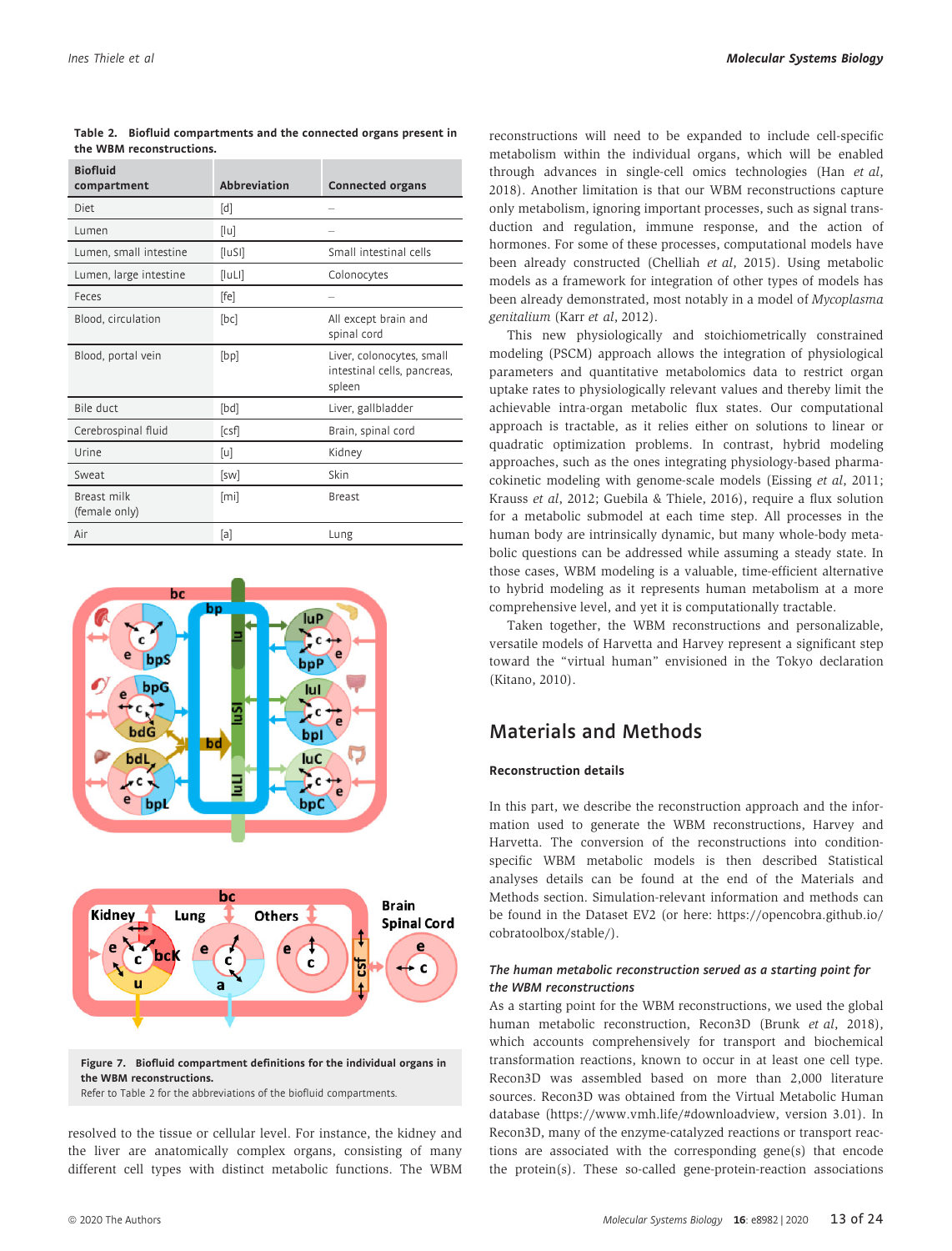**Table 2. Biofluid compartments and the connected organs present in the WBM reconstructions.**

| Biofluid compartment | Abbreviation | Connected organs |
| --- | --- | --- |
| Diet | [d] | – |
| Lumen | [lu] | – |
| Lumen, small intestine | [luSI] | Small intestinal cells |
| Lumen, large intestine | [luLI] | Colonocytes |
| Feces | [fe] | – |
| Blood, circulation | [bc] | All except brain and spinal cord |
| Blood, portal vein | [bp] | Liver, colonocytes, small intestinal cells, pancreas, spleen |
| Bile duct | [bd] | Liver, gallbladder |
| Cerebrospinal fluid | [csf] | Brain, spinal cord |
| Urine | [u] | Kidney |
| Sweat | [sw] | Skin |
| Breast milk (female only) | [mi] | Breast |
| Air | [a] | Lung |

**Figure 7. Biofluid compartment definitions for the individual organs in the WBM reconstructions.**
Refer to Table 2 for the abbreviations of the biofluid compartments.

resolved to the tissue or cellular level. For instance, the kidney and the liver are anatomically complex organs, consisting of many different cell types with distinct metabolic functions. The WBM reconstructions will need to be expanded to include cell-specific metabolism within the individual organs, which will be enabled through advances in single-cell omics technologies (Han *et al*, 2018). Another limitation is that our WBM reconstructions capture only metabolism, ignoring important processes, such as signal transduction and regulation, immune response, and the action of hormones. For some of these processes, computational models have been already constructed (Chelliah *et al*, 2015). Using metabolic models as a framework for integration of other types of models has been already demonstrated, most notably in a model of *Mycoplasma genitalium* (Karr *et al*, 2012).

This new physiologically and stoichiometrically constrained modeling (PSCM) approach allows the integration of physiological parameters and quantitative metabolomics data to restrict organ uptake rates to physiologically relevant values and thereby limit the achievable intra-organ metabolic flux states. Our computational approach is tractable, as it relies either on solutions to linear or quadratic optimization problems. In contrast, hybrid modeling approaches, such as the ones integrating physiology-based pharmacokinetic modeling with genome-scale models (Eissing *et al*, 2011; Krauss *et al*, 2012; Guebila & Thiele, 2016), require a flux solution for a metabolic submodel at each time step. All processes in the human body are intrinsically dynamic, but many whole-body metabolic questions can be addressed while assuming a steady state. In those cases, WBM modeling is a valuable, time-efficient alternative to hybrid modeling as it represents human metabolism at a more comprehensive level, and yet it is computationally tractable.

Taken together, the WBM reconstructions and personalizable, versatile models of Harvetta and Harvey represent a significant step toward the "virtual human" envisioned in the Tokyo declaration (Kitano, 2010).

## Materials and Methods

### Reconstruction details

In this part, we describe the reconstruction approach and the information used to generate the WBM reconstructions, Harvey and Harvetta. The conversion of the reconstructions into condition-specific WBM metabolic models is then described Statistical analyses details can be found at the end of the Materials and Methods section. Simulation-relevant information and methods can be found in the Dataset EV2 (or here: https://opencobra.github.io/cobratoolbox/stable/).

#### *The human metabolic reconstruction served as a starting point for the WBM reconstructions*

As a starting point for the WBM reconstructions, we used the global human metabolic reconstruction, Recon3D (Brunk *et al*, 2018), which accounts comprehensively for transport and biochemical transformation reactions, known to occur in at least one cell type. Recon3D was assembled based on more than 2,000 literature sources. Recon3D was obtained from the Virtual Metabolic Human database (https://www.vmh.life/#downloadview, version 3.01). In Recon3D, many of the enzyme-catalyzed reactions or transport reactions are associated with the corresponding gene(s) that encode the protein(s). These so-called gene-protein-reaction associations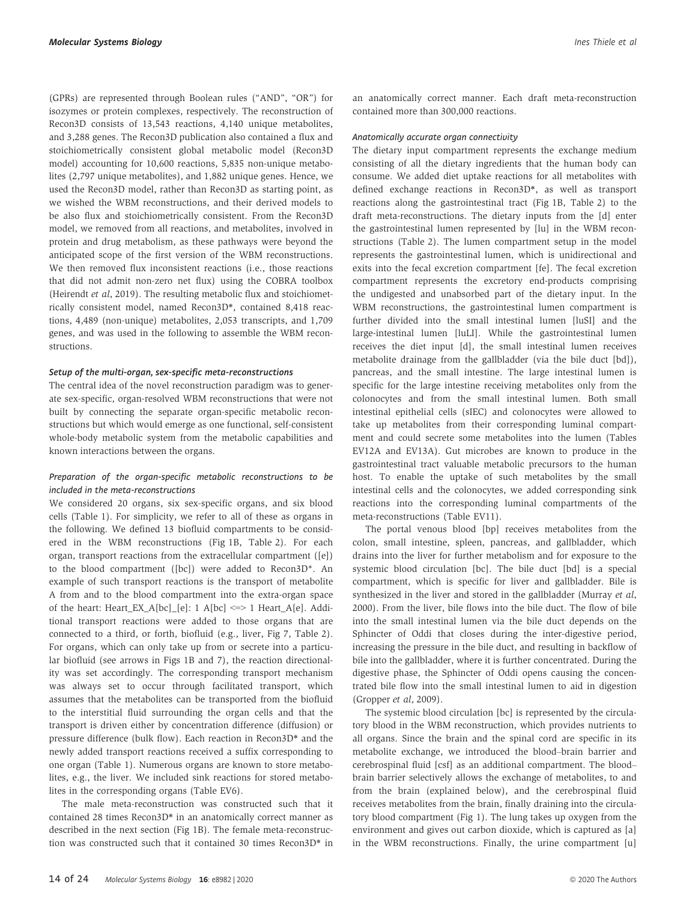(GPRs) are represented through Boolean rules ("AND", "OR") for isozymes or protein complexes, respectively. The reconstruction of Recon3D consists of 13,543 reactions, 4,140 unique metabolites, and 3,288 genes. The Recon3D publication also contained a flux and stoichiometrically consistent global metabolic model (Recon3D model) accounting for 10,600 reactions, 5,835 non-unique metabolites (2,797 unique metabolites), and 1,882 unique genes. Hence, we used the Recon3D model, rather than Recon3D as starting point, as we wished the WBM reconstructions, and their derived models to be also flux and stoichiometrically consistent. From the Recon3D model, we removed from all reactions, and metabolites, involved in protein and drug metabolism, as these pathways were beyond the anticipated scope of the first version of the WBM reconstructions. We then removed flux inconsistent reactions (i.e., those reactions that did not admit non-zero net flux) using the COBRA toolbox (Heirendt *et al*, 2019). The resulting metabolic flux and stoichiometrically consistent model, named Recon3D*, contained 8,418 reactions, 4,489 (non-unique) metabolites, 2,053 transcripts, and 1,709 genes, and was used in the following to assemble the WBM reconstructions.

#### *Setup of the multi-organ, sex-specific meta-reconstructions*

The central idea of the novel reconstruction paradigm was to generate sex-specific, organ-resolved WBM reconstructions that were not built by connecting the separate organ-specific metabolic reconstructions but which would emerge as one functional, self-consistent whole-body metabolic system from the metabolic capabilities and known interactions between the organs.

#### *Preparation of the organ-specific metabolic reconstructions to be included in the meta-reconstructions*

We considered 20 organs, six sex-specific organs, and six blood cells (Table 1). For simplicity, we refer to all of these as organs in the following. We defined 13 biofluid compartments to be considered in the WBM reconstructions (Fig 1B, Table 2). For each organ, transport reactions from the extracellular compartment ([e]) to the blood compartment ([bc]) were added to Recon3D*. An example of such transport reactions is the transport of metabolite A from and to the blood compartment into the extra-organ space of the heart: Heart_EX_A[bc]_[e]: 1 A[bc] <=> 1 Heart_A[e]. Additional transport reactions were added to those organs that are connected to a third, or forth, biofluid (e.g., liver, Fig 7, Table 2). For organs, which can only take up from or secrete into a particular biofluid (see arrows in Figs 1B and 7), the reaction directionality was set accordingly. The corresponding transport mechanism was always set to occur through facilitated transport, which assumes that the metabolites can be transported from the biofluid to the interstitial fluid surrounding the organ cells and that the transport is driven either by concentration difference (diffusion) or pressure difference (bulk flow). Each reaction in Recon3D* and the newly added transport reactions received a suffix corresponding to one organ (Table 1). Numerous organs are known to store metabolites, e.g., the liver. We included sink reactions for stored metabolites in the corresponding organs (Table EV6).

The male meta-reconstruction was constructed such that it contained 28 times Recon3D* in an anatomically correct manner as described in the next section (Fig 1B). The female meta-reconstruction was constructed such that it contained 30 times Recon3D* in an anatomically correct manner. Each draft meta-reconstruction contained more than 300,000 reactions.

#### *Anatomically accurate organ connectivity*

The dietary input compartment represents the exchange medium consisting of all the dietary ingredients that the human body can consume. We added diet uptake reactions for all metabolites with defined exchange reactions in Recon3D*, as well as transport reactions along the gastrointestinal tract (Fig 1B, Table 2) to the draft meta-reconstructions. The dietary inputs from the [d] enter the gastrointestinal lumen represented by [lu] in the WBM reconstructions (Table 2). The lumen compartment setup in the model represents the gastrointestinal lumen, which is unidirectional and exits into the fecal excretion compartment [fe]. The fecal excretion compartment represents the excretory end-products comprising the undigested and unabsorbed part of the dietary input. In the WBM reconstructions, the gastrointestinal lumen compartment is further divided into the small intestinal lumen [luSI] and the large-intestinal lumen [luLI]. While the gastrointestinal lumen receives the diet input [d], the small intestinal lumen receives metabolite drainage from the gallbladder (via the bile duct [bd]), pancreas, and the small intestine. The large intestinal lumen is specific for the large intestine receiving metabolites only from the colonocytes and from the small intestinal lumen. Both small intestinal epithelial cells (sIEC) and colonocytes were allowed to take up metabolites from their corresponding luminal compartment and could secrete some metabolites into the lumen (Tables EV12A and EV13A). Gut microbes are known to produce in the gastrointestinal tract valuable metabolic precursors to the human host. To enable the uptake of such metabolites by the small intestinal cells and the colonocytes, we added corresponding sink reactions into the corresponding luminal compartments of the meta-reconstructions (Table EV11).

The portal venous blood [bp] receives metabolites from the colon, small intestine, spleen, pancreas, and gallbladder, which drains into the liver for further metabolism and for exposure to the systemic blood circulation [bc]. The bile duct [bd] is a special compartment, which is specific for liver and gallbladder. Bile is synthesized in the liver and stored in the gallbladder (Murray *et al*, 2000). From the liver, bile flows into the bile duct. The flow of bile into the small intestinal lumen via the bile duct depends on the Sphincter of Oddi that closes during the inter-digestive period, increasing the pressure in the bile duct, and resulting in backflow of bile into the gallbladder, where it is further concentrated. During the digestive phase, the Sphincter of Oddi opens causing the concentrated bile flow into the small intestinal lumen to aid in digestion (Gropper *et al*, 2009).

The systemic blood circulation [bc] is represented by the circulatory blood in the WBM reconstruction, which provides nutrients to all organs. Since the brain and the spinal cord are specific in its metabolite exchange, we introduced the blood–brain barrier and cerebrospinal fluid [csf] as an additional compartment. The blood–brain barrier selectively allows the exchange of metabolites, to and from the brain (explained below), and the cerebrospinal fluid receives metabolites from the brain, finally draining into the circulatory blood compartment (Fig 1). The lung takes up oxygen from the environment and gives out carbon dioxide, which is captured as [a] in the WBM reconstructions. Finally, the urine compartment [u]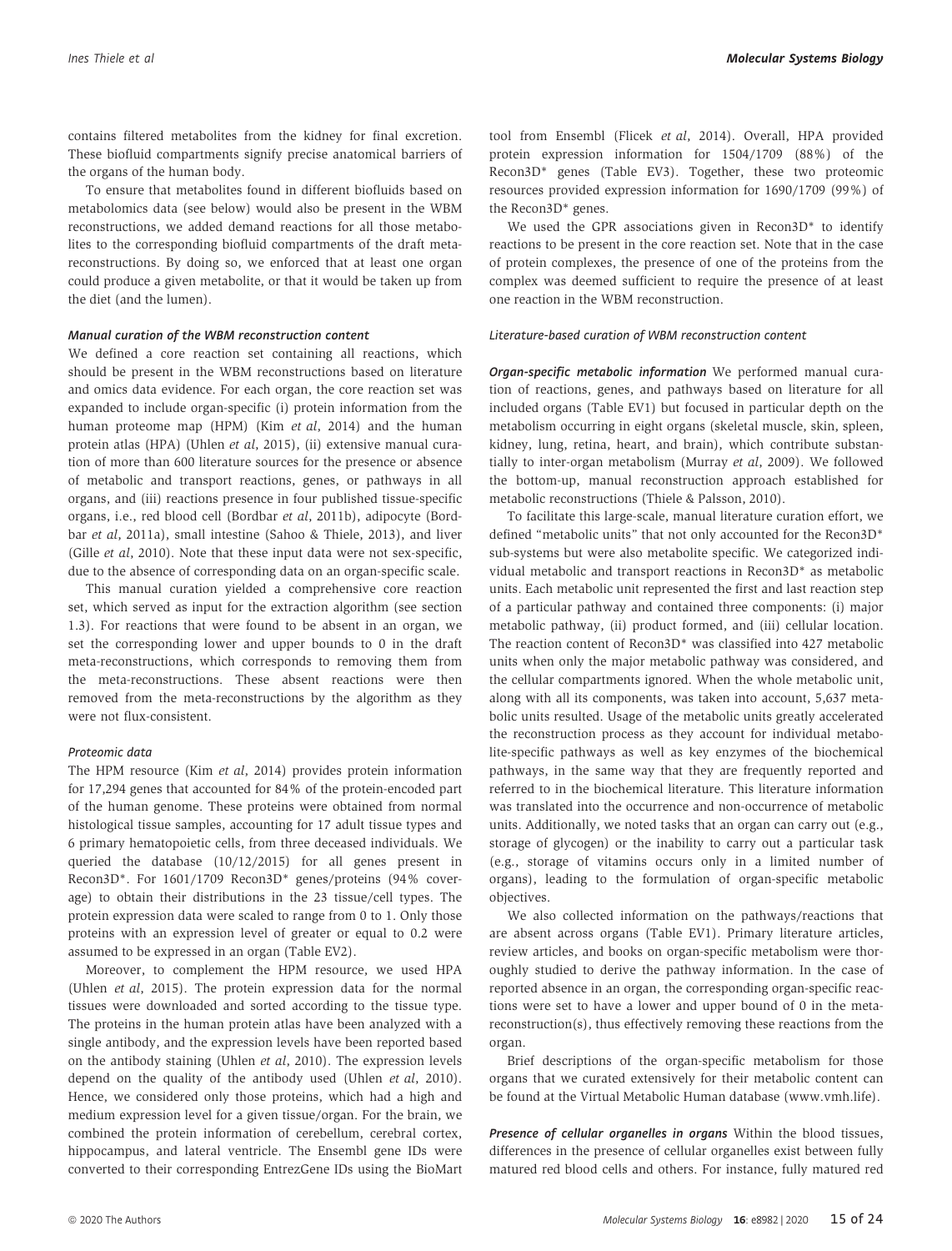contains filtered metabolites from the kidney for final excretion. These biofluid compartments signify precise anatomical barriers of the organs of the human body.

To ensure that metabolites found in different biofluids based on metabolomics data (see below) would also be present in the WBM reconstructions, we added demand reactions for all those metabolites to the corresponding biofluid compartments of the draft meta-reconstructions. By doing so, we enforced that at least one organ could produce a given metabolite, or that it would be taken up from the diet (and the lumen).

#### *Manual curation of the WBM reconstruction content*

We defined a core reaction set containing all reactions, which should be present in the WBM reconstructions based on literature and omics data evidence. For each organ, the core reaction set was expanded to include organ-specific (i) protein information from the human proteome map (HPM) (Kim *et al*, 2014) and the human protein atlas (HPA) (Uhlen *et al*, 2015), (ii) extensive manual curation of more than 600 literature sources for the presence or absence of metabolic and transport reactions, genes, or pathways in all organs, and (iii) reactions presence in four published tissue-specific organs, i.e., red blood cell (Bordbar *et al*, 2011b), adipocyte (Bordbar *et al*, 2011a), small intestine (Sahoo & Thiele, 2013), and liver (Gille *et al*, 2010). Note that these input data were not sex-specific, due to the absence of corresponding data on an organ-specific scale.

This manual curation yielded a comprehensive core reaction set, which served as input for the extraction algorithm (see section 1.3). For reactions that were found to be absent in an organ, we set the corresponding lower and upper bounds to 0 in the draft meta-reconstructions, which corresponds to removing them from the meta-reconstructions. These absent reactions were then removed from the meta-reconstructions by the algorithm as they were not flux-consistent.

#### *Proteomic data*

The HPM resource (Kim *et al*, 2014) provides protein information for 17,294 genes that accounted for 84% of the protein-encoded part of the human genome. These proteins were obtained from normal histological tissue samples, accounting for 17 adult tissue types and 6 primary hematopoietic cells, from three deceased individuals. We queried the database (10/12/2015) for all genes present in Recon3D*. For 1601/1709 Recon3D* genes/proteins (94% coverage) to obtain their distributions in the 23 tissue/cell types. The protein expression data were scaled to range from 0 to 1. Only those proteins with an expression level of greater or equal to 0.2 were assumed to be expressed in an organ (Table EV2).

Moreover, to complement the HPM resource, we used HPA (Uhlen *et al*, 2015). The protein expression data for the normal tissues were downloaded and sorted according to the tissue type. The proteins in the human protein atlas have been analyzed with a single antibody, and the expression levels have been reported based on the antibody staining (Uhlen *et al*, 2010). The expression levels depend on the quality of the antibody used (Uhlen *et al*, 2010). Hence, we considered only those proteins, which had a high and medium expression level for a given tissue/organ. For the brain, we combined the protein information of cerebellum, cerebral cortex, hippocampus, and lateral ventricle. The Ensembl gene IDs were converted to their corresponding EntrezGene IDs using the BioMart tool from Ensembl (Flicek *et al*, 2014). Overall, HPA provided protein expression information for 1504/1709 (88%) of the Recon3D* genes (Table EV3). Together, these two proteomic resources provided expression information for 1690/1709 (99%) of the Recon3D* genes.

We used the GPR associations given in Recon3D* to identify reactions to be present in the core reaction set. Note that in the case of protein complexes, the presence of one of the proteins from the complex was deemed sufficient to require the presence of at least one reaction in the WBM reconstruction.

#### *Literature-based curation of WBM reconstruction content*

***Organ-specific metabolic information*** We performed manual curation of reactions, genes, and pathways based on literature for all included organs (Table EV1) but focused in particular depth on the metabolism occurring in eight organs (skeletal muscle, skin, spleen, kidney, lung, retina, heart, and brain), which contribute substantially to inter-organ metabolism (Murray *et al*, 2009). We followed the bottom-up, manual reconstruction approach established for metabolic reconstructions (Thiele & Palsson, 2010).

To facilitate this large-scale, manual literature curation effort, we defined "metabolic units" that not only accounted for the Recon3D* sub-systems but were also metabolite specific. We categorized individual metabolic and transport reactions in Recon3D* as metabolic units. Each metabolic unit represented the first and last reaction step of a particular pathway and contained three components: (i) major metabolic pathway, (ii) product formed, and (iii) cellular location. The reaction content of Recon3D* was classified into 427 metabolic units when only the major metabolic pathway was considered, and the cellular compartments ignored. When the whole metabolic unit, along with all its components, was taken into account, 5,637 metabolic units resulted. Usage of the metabolic units greatly accelerated the reconstruction process as they account for individual metabolite-specific pathways as well as key enzymes of the biochemical pathways, in the same way that they are frequently reported and referred to in the biochemical literature. This literature information was translated into the occurrence and non-occurrence of metabolic units. Additionally, we noted tasks that an organ can carry out (e.g., storage of glycogen) or the inability to carry out a particular task (e.g., storage of vitamins occurs only in a limited number of organs), leading to the formulation of organ-specific metabolic objectives.

We also collected information on the pathways/reactions that are absent across organs (Table EV1). Primary literature articles, review articles, and books on organ-specific metabolism were thoroughly studied to derive the pathway information. In the case of reported absence in an organ, the corresponding organ-specific reactions were set to have a lower and upper bound of 0 in the meta-reconstruction(s), thus effectively removing these reactions from the organ.

Brief descriptions of the organ-specific metabolism for those organs that we curated extensively for their metabolic content can be found at the Virtual Metabolic Human database (www.vmh.life).

***Presence of cellular organelles in organs*** Within the blood tissues, differences in the presence of cellular organelles exist between fully matured red blood cells and others. For instance, fully matured red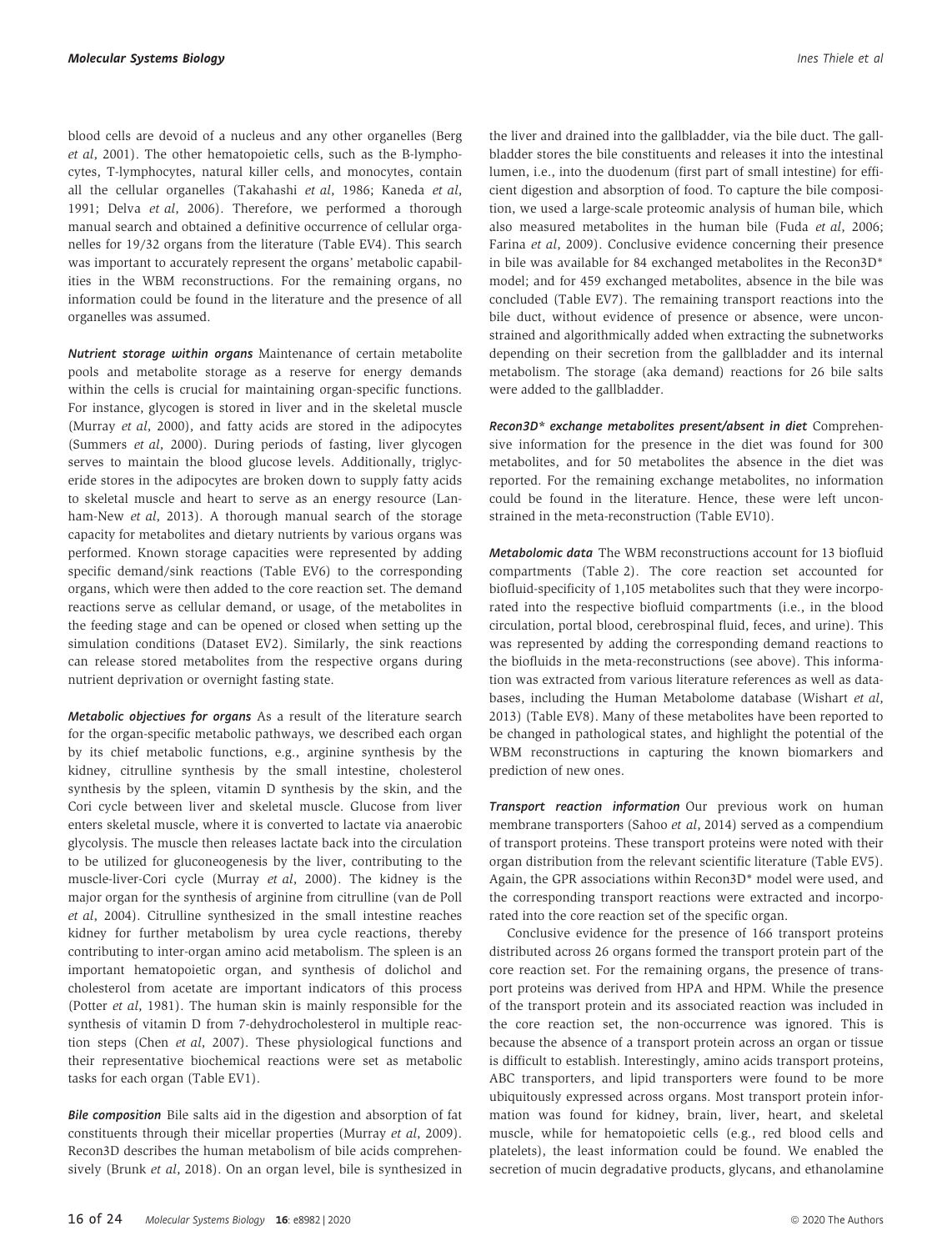blood cells are devoid of a nucleus and any other organelles (Berg *et al*, 2001). The other hematopoietic cells, such as the B-lymphocytes, T-lymphocytes, natural killer cells, and monocytes, contain all the cellular organelles (Takahashi *et al*, 1986; Kaneda *et al*, 1991; Delva *et al*, 2006). Therefore, we performed a thorough manual search and obtained a definitive occurrence of cellular organelles for 19/32 organs from the literature (Table EV4). This search was important to accurately represent the organs' metabolic capabilities in the WBM reconstructions. For the remaining organs, no information could be found in the literature and the presence of all organelles was assumed.

***Nutrient storage within organs*** Maintenance of certain metabolite pools and metabolite storage as a reserve for energy demands within the cells is crucial for maintaining organ-specific functions. For instance, glycogen is stored in liver and in the skeletal muscle (Murray *et al*, 2000), and fatty acids are stored in the adipocytes (Summers *et al*, 2000). During periods of fasting, liver glycogen serves to maintain the blood glucose levels. Additionally, triglyceride stores in the adipocytes are broken down to supply fatty acids to skeletal muscle and heart to serve as an energy resource (Lanham-New *et al*, 2013). A thorough manual search of the storage capacity for metabolites and dietary nutrients by various organs was performed. Known storage capacities were represented by adding specific demand/sink reactions (Table EV6) to the corresponding organs, which were then added to the core reaction set. The demand reactions serve as cellular demand, or usage, of the metabolites in the feeding stage and can be opened or closed when setting up the simulation conditions (Dataset EV2). Similarly, the sink reactions can release stored metabolites from the respective organs during nutrient deprivation or overnight fasting state.

***Metabolic objectives for organs*** As a result of the literature search for the organ-specific metabolic pathways, we described each organ by its chief metabolic functions, e.g., arginine synthesis by the kidney, citrulline synthesis by the small intestine, cholesterol synthesis by the spleen, vitamin D synthesis by the skin, and the Cori cycle between liver and skeletal muscle. Glucose from liver enters skeletal muscle, where it is converted to lactate via anaerobic glycolysis. The muscle then releases lactate back into the circulation to be utilized for gluconeogenesis by the liver, contributing to the muscle-liver-Cori cycle (Murray *et al*, 2000). The kidney is the major organ for the synthesis of arginine from citrulline (van de Poll *et al*, 2004). Citrulline synthesized in the small intestine reaches kidney for further metabolism by urea cycle reactions, thereby contributing to inter-organ amino acid metabolism. The spleen is an important hematopoietic organ, and synthesis of dolichol and cholesterol from acetate are important indicators of this process (Potter *et al*, 1981). The human skin is mainly responsible for the synthesis of vitamin D from 7-dehydrocholesterol in multiple reaction steps (Chen *et al*, 2007). These physiological functions and their representative biochemical reactions were set as metabolic tasks for each organ (Table EV1).

***Bile composition*** Bile salts aid in the digestion and absorption of fat constituents through their micellar properties (Murray *et al*, 2009). Recon3D describes the human metabolism of bile acids comprehensively (Brunk *et al*, 2018). On an organ level, bile is synthesized in the liver and drained into the gallbladder, via the bile duct. The gallbladder stores the bile constituents and releases it into the intestinal lumen, i.e., into the duodenum (first part of small intestine) for efficient digestion and absorption of food. To capture the bile composition, we used a large-scale proteomic analysis of human bile, which also measured metabolites in the human bile (Fuda *et al*, 2006; Farina *et al*, 2009). Conclusive evidence concerning their presence in bile was available for 84 exchanged metabolites in the Recon3D* model; and for 459 exchanged metabolites, absence in the bile was concluded (Table EV7). The remaining transport reactions into the bile duct, without evidence of presence or absence, were unconstrained and algorithmically added when extracting the subnetworks depending on their secretion from the gallbladder and its internal metabolism. The storage (aka demand) reactions for 26 bile salts were added to the gallbladder.

***Recon3D* exchange metabolites present/absent in diet*** Comprehensive information for the presence in the diet was found for 300 metabolites, and for 50 metabolites the absence in the diet was reported. For the remaining exchange metabolites, no information could be found in the literature. Hence, these were left unconstrained in the meta-reconstruction (Table EV10).

***Metabolomic data*** The WBM reconstructions account for 13 biofluid compartments (Table 2). The core reaction set accounted for biofluid-specificity of 1,105 metabolites such that they were incorporated into the respective biofluid compartments (i.e., in the blood circulation, portal blood, cerebrospinal fluid, feces, and urine). This was represented by adding the corresponding demand reactions to the biofluids in the meta-reconstructions (see above). This information was extracted from various literature references as well as databases, including the Human Metabolome database (Wishart *et al*, 2013) (Table EV8). Many of these metabolites have been reported to be changed in pathological states, and highlight the potential of the WBM reconstructions in capturing the known biomarkers and prediction of new ones.

***Transport reaction information*** Our previous work on human membrane transporters (Sahoo *et al*, 2014) served as a compendium of transport proteins. These transport proteins were noted with their organ distribution from the relevant scientific literature (Table EV5). Again, the GPR associations within Recon3D* model were used, and the corresponding transport reactions were extracted and incorporated into the core reaction set of the specific organ.

Conclusive evidence for the presence of 166 transport proteins distributed across 26 organs formed the transport protein part of the core reaction set. For the remaining organs, the presence of transport proteins was derived from HPA and HPM. While the presence of the transport protein and its associated reaction was included in the core reaction set, the non-occurrence was ignored. This is because the absence of a transport protein across an organ or tissue is difficult to establish. Interestingly, amino acids transport proteins, ABC transporters, and lipid transporters were found to be more ubiquitously expressed across organs. Most transport protein information was found for kidney, brain, liver, heart, and skeletal muscle, while for hematopoietic cells (e.g., red blood cells and platelets), the least information could be found. We enabled the secretion of mucin degradative products, glycans, and ethanolamine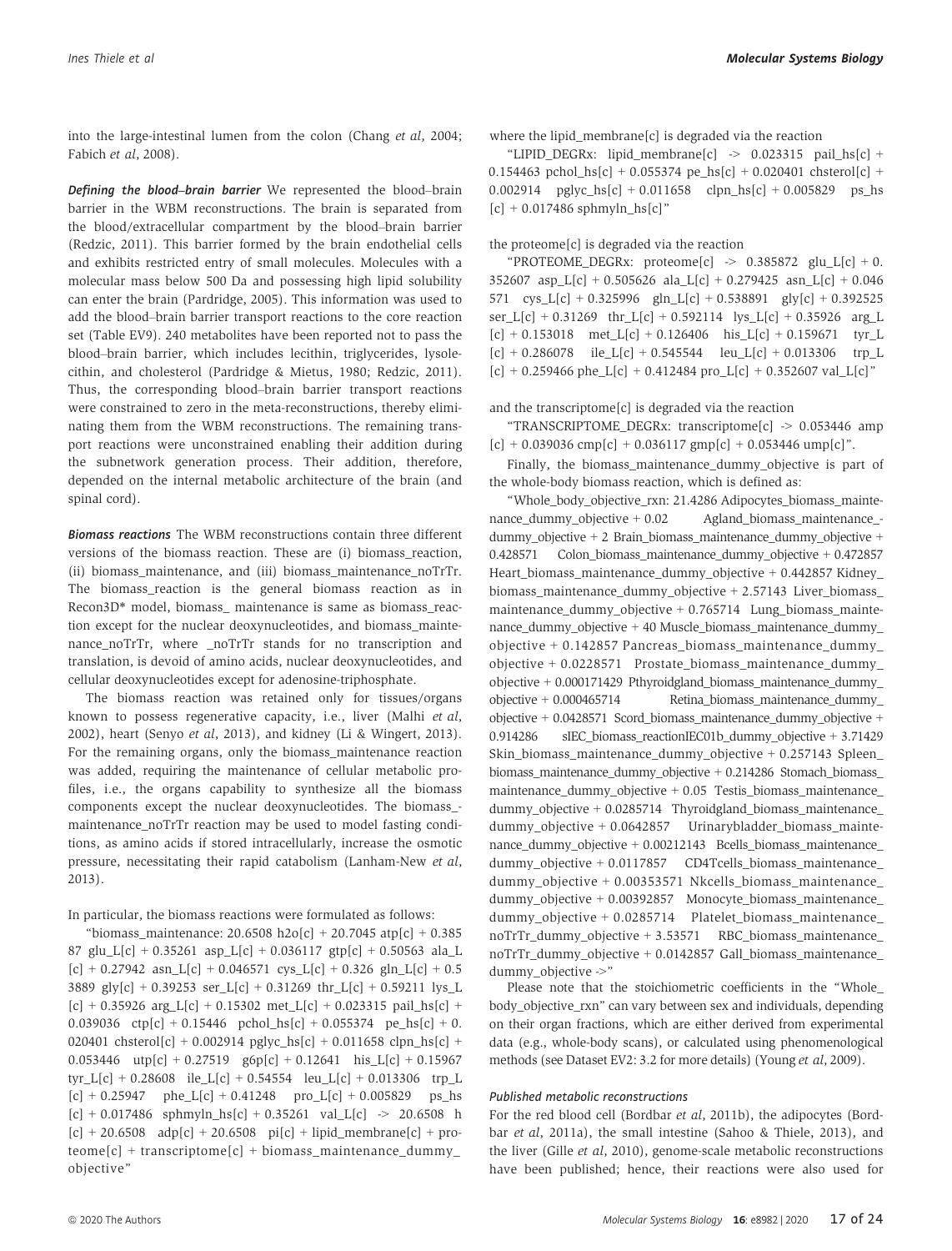into the large-intestinal lumen from the colon (Chang *et al*, 2004; Fabich *et al*, 2008).

***Defining the blood–brain barrier*** We represented the blood–brain barrier in the WBM reconstructions. The brain is separated from the blood/extracellular compartment by the blood–brain barrier (Redzic, 2011). This barrier formed by the brain endothelial cells and exhibits restricted entry of small molecules. Molecules with a molecular mass below 500 Da and possessing high lipid solubility can enter the brain (Pardridge, 2005). This information was used to add the blood–brain barrier transport reactions to the core reaction set (Table EV9). 240 metabolites have been reported not to pass the blood–brain barrier, which includes lecithin, triglycerides, lysolecithin, and cholesterol (Pardridge & Mietus, 1980; Redzic, 2011). Thus, the corresponding blood–brain barrier transport reactions were constrained to zero in the meta-reconstructions, thereby eliminating them from the WBM reconstructions. The remaining transport reactions were unconstrained enabling their addition during the subnetwork generation process. Their addition, therefore, depended on the internal metabolic architecture of the brain (and spinal cord).

***Biomass reactions*** The WBM reconstructions contain three different versions of the biomass reaction. These are (i) biomass_reaction, (ii) biomass_maintenance, and (iii) biomass_maintenance_noTrTr. The biomass_reaction is the general biomass reaction as in Recon3D* model, biomass_ maintenance is same as biomass_reaction except for the nuclear deoxynucleotides, and biomass_maintenance_noTrTr, where _noTrTr stands for no transcription and translation, is devoid of amino acids, nuclear deoxynucleotides, and cellular deoxynucleotides except for adenosine-triphosphate.

The biomass reaction was retained only for tissues/organs known to possess regenerative capacity, i.e., liver (Malhi *et al*, 2002), heart (Senyo *et al*, 2013), and kidney (Li & Wingert, 2013). For the remaining organs, only the biomass_maintenance reaction was added, requiring the maintenance of cellular metabolic profiles, i.e., the organs capability to synthesize all the biomass components except the nuclear deoxynucleotides. The biomass_maintenance_noTrTr reaction may be used to model fasting conditions, as amino acids if stored intracellularly, increase the osmotic pressure, necessitating their rapid catabolism (Lanham-New *et al*, 2013).

In particular, the biomass reactions were formulated as follows:

"biomass_maintenance: 20.6508 h2o[c] + 20.7045 atp[c] + 0.38587 glu_L[c] + 0.35261 asp_L[c] + 0.036117 gtp[c] + 0.50563 ala_L[c] + 0.27942 asn_L[c] + 0.046571 cys_L[c] + 0.326 gln_L[c] + 0.53889 gly[c] + 0.39253 ser_L[c] + 0.31269 thr_L[c] + 0.59211 lys_L[c] + 0.35926 arg_L[c] + 0.15302 met_L[c] + 0.023315 pail_hs[c] + 0.039036 ctp[c] + 0.15446 pchol_hs[c] + 0.055374 pe_hs[c] + 0.020401 chsterol[c] + 0.002914 pglyc_hs[c] + 0.011658 clpn_hs[c] + 0.053446 utp[c] + 0.27519 g6p[c] + 0.12641 his_L[c] + 0.15967 tyr_L[c] + 0.28608 ile_L[c] + 0.54554 leu_L[c] + 0.013306 trp_L[c] + 0.25947 phe_L[c] + 0.41248 pro_L[c] + 0.005829 ps_hs[c] + 0.017486 sphmyln_hs[c] + 0.35261 val_L[c] -> 20.6508 h[c] + 20.6508 adp[c] + 20.6508 pi[c] + lipid_membrane[c] + proteome[c] + transcriptome[c] + biomass_maintenance_dummy_objective"

where the lipid_membrane[c] is degraded via the reaction

"LIPID_DEGRx: lipid_membrane[c] -> 0.023315 pail_hs[c] + 0.154463 pchol_hs[c] + 0.055374 pe_hs[c] + 0.020401 chsterol[c] + 0.002914 pglyc_hs[c] + 0.011658 clpn_hs[c] + 0.005829 ps_hs[c] + 0.017486 sphmyln_hs[c]"

the proteome[c] is degraded via the reaction

"PROTEOME_DEGRx: proteome[c] -> 0.385872 glu_L[c] + 0.352607 asp_L[c] + 0.505626 ala_L[c] + 0.279425 asn_L[c] + 0.046571 cys_L[c] + 0.325996 gln_L[c] + 0.538891 gly[c] + 0.392525 ser_L[c] + 0.31269 thr_L[c] + 0.592114 lys_L[c] + 0.35926 arg_L[c] + 0.153018 met_L[c] + 0.126406 his_L[c] + 0.159671 tyr_L[c] + 0.286078 ile_L[c] + 0.545544 leu_L[c] + 0.013306 trp_L[c] + 0.259466 phe_L[c] + 0.412484 pro_L[c] + 0.352607 val_L[c]"

and the transcriptome[c] is degraded via the reaction

"TRANSCRIPTOME_DEGRx: transcriptome[c] -> 0.053446 amp[c] + 0.039036 cmp[c] + 0.036117 gmp[c] + 0.053446 ump[c]".

Finally, the biomass_maintenance_dummy_objective is part of the whole-body biomass reaction, which is defined as:

"Whole_body_objective_rxn: 21.4286 Adipocytes_biomass_maintenance_dummy_objective + 0.02 Agland_biomass_maintenance_dummy_objective + 2 Brain_biomass_maintenance_dummy_objective + 0.428571 Colon_biomass_maintenance_dummy_objective + 0.472857 Heart_biomass_maintenance_dummy_objective + 0.442857 Kidney_biomass_maintenance_dummy_objective + 2.57143 Liver_biomass_maintenance_dummy_objective + 0.765714 Lung_biomass_maintenance_dummy_objective + 40 Muscle_biomass_maintenance_dummy_objective + 0.142857 Pancreas_biomass_maintenance_dummy_objective + 0.0228571 Prostate_biomass_maintenance_dummy_objective + 0.000171429 Pthyroidgland_biomass_maintenance_dummy_objective + 0.000465714 Retina_biomass_maintenance_dummy_objective + 0.0428571 Scord_biomass_maintenance_dummy_objective + 0.914286 sIEC_biomass_reactionIEC01b_dummy_objective + 3.71429 Skin_biomass_maintenance_dummy_objective + 0.257143 Spleen_biomass_maintenance_dummy_objective + 0.214286 Stomach_biomass_maintenance_dummy_objective + 0.05 Testis_biomass_maintenance_dummy_objective + 0.0285714 Thyroidgland_biomass_maintenance_dummy_objective + 0.0642857 Urinarybladder_biomass_maintenance_dummy_objective + 0.00212143 Bcells_biomass_maintenance_dummy_objective + 0.0117857 CD4Tcells_biomass_maintenance_dummy_objective + 0.00353571 Nkcells_biomass_maintenance_dummy_objective + 0.00392857 Monocyte_biomass_maintenance_dummy_objective + 0.0285714 Platelet_biomass_maintenance_noTrTr_dummy_objective + 3.53571 RBC_biomass_maintenance_noTrTr_dummy_objective + 0.0142857 Gall_biomass_maintenance_dummy_objective ->"

Please note that the stoichiometric coefficients in the "Whole_body_objective_rxn" can vary between sex and individuals, depending on their organ fractions, which are either derived from experimental data (e.g., whole-body scans), or calculated using phenomenological methods (see Dataset EV2: 3.2 for more details) (Young *et al*, 2009).

#### *Published metabolic reconstructions*

For the red blood cell (Bordbar *et al*, 2011b), the adipocytes (Bordbar *et al*, 2011a), the small intestine (Sahoo & Thiele, 2013), and the liver (Gille *et al*, 2010), genome-scale metabolic reconstructions have been published; hence, their reactions were also used for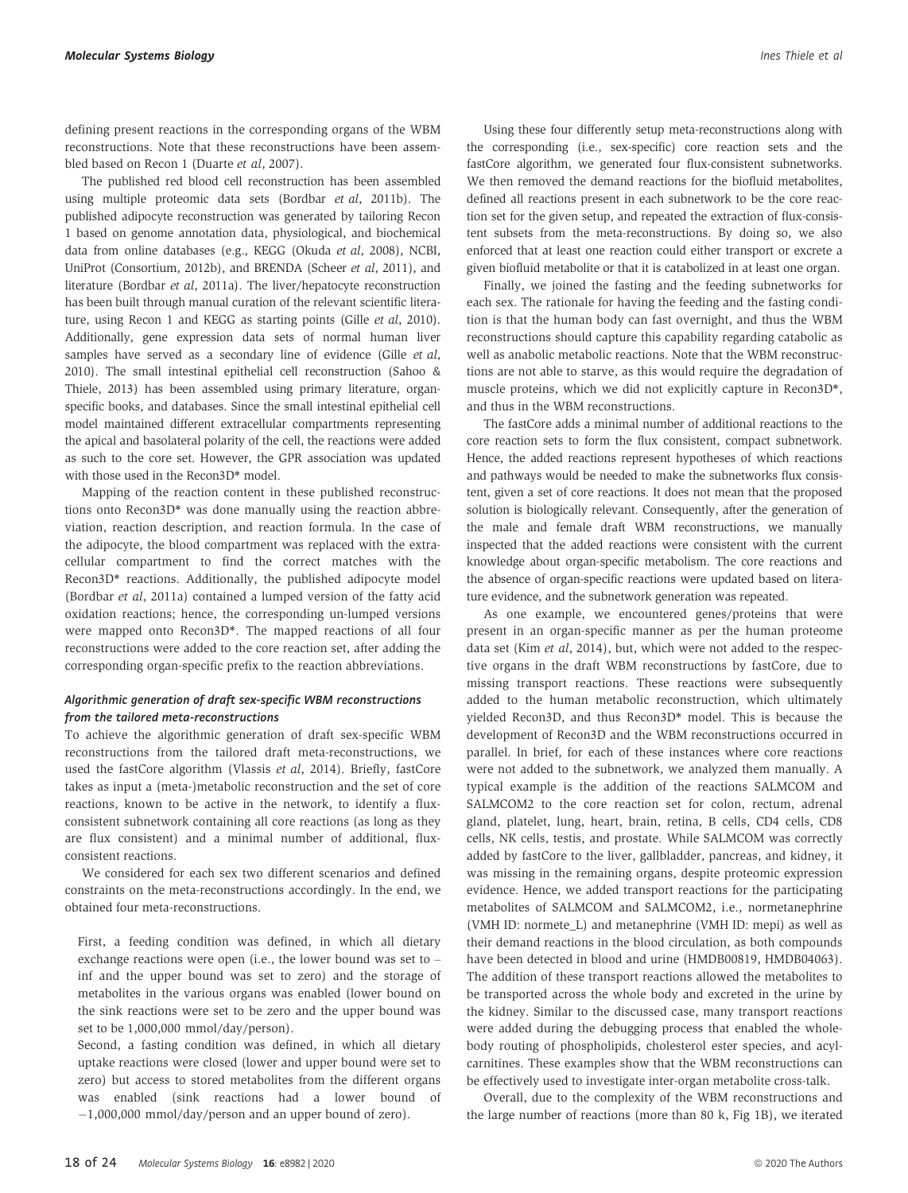defining present reactions in the corresponding organs of the WBM reconstructions. Note that these reconstructions have been assembled based on Recon 1 (Duarte *et al*, 2007).

The published red blood cell reconstruction has been assembled using multiple proteomic data sets (Bordbar *et al*, 2011b). The published adipocyte reconstruction was generated by tailoring Recon 1 based on genome annotation data, physiological, and biochemical data from online databases (e.g., KEGG (Okuda *et al*, 2008), NCBI, UniProt (Consortium, 2012b), and BRENDA (Scheer *et al*, 2011), and literature (Bordbar *et al*, 2011a). The liver/hepatocyte reconstruction has been built through manual curation of the relevant scientific literature, using Recon 1 and KEGG as starting points (Gille *et al*, 2010). Additionally, gene expression data sets of normal human liver samples have served as a secondary line of evidence (Gille *et al*, 2010). The small intestinal epithelial cell reconstruction (Sahoo & Thiele, 2013) has been assembled using primary literature, organ-specific books, and databases. Since the small intestinal epithelial cell model maintained different extracellular compartments representing the apical and basolateral polarity of the cell, the reactions were added as such to the core set. However, the GPR association was updated with those used in the Recon3D* model.

Mapping of the reaction content in these published reconstructions onto Recon3D* was done manually using the reaction abbreviation, reaction description, and reaction formula. In the case of the adipocyte, the blood compartment was replaced with the extracellular compartment to find the correct matches with the Recon3D* reactions. Additionally, the published adipocyte model (Bordbar *et al*, 2011a) contained a lumped version of the fatty acid oxidation reactions; hence, the corresponding un-lumped versions were mapped onto Recon3D*. The mapped reactions of all four reconstructions were added to the core reaction set, after adding the corresponding organ-specific prefix to the reaction abbreviations.

#### *Algorithmic generation of draft sex-specific WBM reconstructions from the tailored meta-reconstructions*

To achieve the algorithmic generation of draft sex-specific WBM reconstructions from the tailored draft meta-reconstructions, we used the fastCore algorithm (Vlassis *et al*, 2014). Briefly, fastCore takes as input a (meta-)metabolic reconstruction and the set of core reactions, known to be active in the network, to identify a flux-consistent subnetwork containing all core reactions (as long as they are flux consistent) and a minimal number of additional, flux-consistent reactions.

We considered for each sex two different scenarios and defined constraints on the meta-reconstructions accordingly. In the end, we obtained four meta-reconstructions.

First, a feeding condition was defined, in which all dietary exchange reactions were open (i.e., the lower bound was set to –inf and the upper bound was set to zero) and the storage of metabolites in the various organs was enabled (lower bound on the sink reactions were set to be zero and the upper bound was set to be 1,000,000 mmol/day/person).

Second, a fasting condition was defined, in which all dietary uptake reactions were closed (lower and upper bound were set to zero) but access to stored metabolites from the different organs was enabled (sink reactions had a lower bound of −1,000,000 mmol/day/person and an upper bound of zero).

Using these four differently setup meta-reconstructions along with the corresponding (i.e., sex-specific) core reaction sets and the fastCore algorithm, we generated four flux-consistent subnetworks. We then removed the demand reactions for the biofluid metabolites, defined all reactions present in each subnetwork to be the core reaction set for the given setup, and repeated the extraction of flux-consistent subsets from the meta-reconstructions. By doing so, we also enforced that at least one reaction could either transport or excrete a given biofluid metabolite or that it is catabolized in at least one organ.

Finally, we joined the fasting and the feeding subnetworks for each sex. The rationale for having the feeding and the fasting condition is that the human body can fast overnight, and thus the WBM reconstructions should capture this capability regarding catabolic as well as anabolic metabolic reactions. Note that the WBM reconstructions are not able to starve, as this would require the degradation of muscle proteins, which we did not explicitly capture in Recon3D*, and thus in the WBM reconstructions.

The fastCore adds a minimal number of additional reactions to the core reaction sets to form the flux consistent, compact subnetwork. Hence, the added reactions represent hypotheses of which reactions and pathways would be needed to make the subnetworks flux consistent, given a set of core reactions. It does not mean that the proposed solution is biologically relevant. Consequently, after the generation of the male and female draft WBM reconstructions, we manually inspected that the added reactions were consistent with the current knowledge about organ-specific metabolism. The core reactions and the absence of organ-specific reactions were updated based on literature evidence, and the subnetwork generation was repeated.

As one example, we encountered genes/proteins that were present in an organ-specific manner as per the human proteome data set (Kim *et al*, 2014), but, which were not added to the respective organs in the draft WBM reconstructions by fastCore, due to missing transport reactions. These reactions were subsequently added to the human metabolic reconstruction, which ultimately yielded Recon3D, and thus Recon3D* model. This is because the development of Recon3D and the WBM reconstructions occurred in parallel. In brief, for each of these instances where core reactions were not added to the subnetwork, we analyzed them manually. A typical example is the addition of the reactions SALMCOM and SALMCOM2 to the core reaction set for colon, rectum, adrenal gland, platelet, lung, heart, brain, retina, B cells, CD4 cells, CD8 cells, NK cells, testis, and prostate. While SALMCOM was correctly added by fastCore to the liver, gallbladder, pancreas, and kidney, it was missing in the remaining organs, despite proteomic expression evidence. Hence, we added transport reactions for the participating metabolites of SALMCOM and SALMCOM2, i.e., normetanephrine (VMH ID: normete_L) and metanephrine (VMH ID: mepi) as well as their demand reactions in the blood circulation, as both compounds have been detected in blood and urine (HMDB00819, HMDB04063). The addition of these transport reactions allowed the metabolites to be transported across the whole body and excreted in the urine by the kidney. Similar to the discussed case, many transport reactions were added during the debugging process that enabled the whole-body routing of phospholipids, cholesterol ester species, and acyl-carnitines. These examples show that the WBM reconstructions can be effectively used to investigate inter-organ metabolite cross-talk.

Overall, due to the complexity of the WBM reconstructions and the large number of reactions (more than 80 k, Fig 1B), we iterated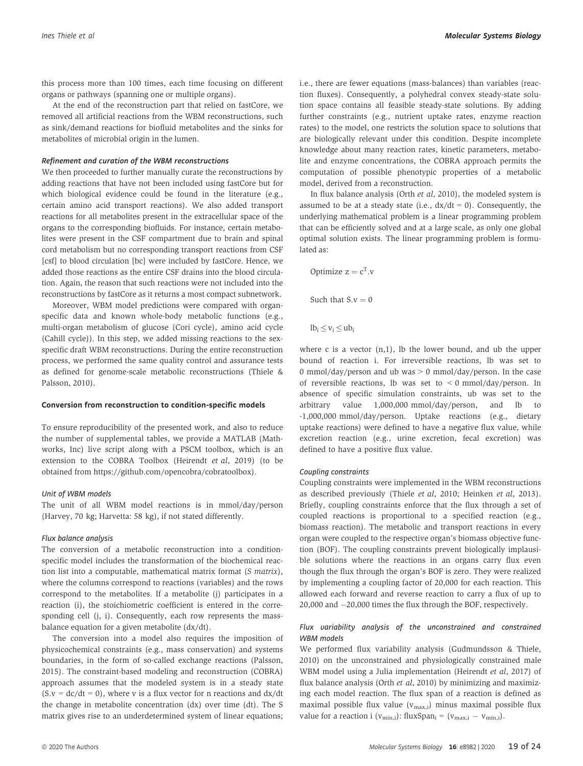this process more than 100 times, each time focusing on different organs or pathways (spanning one or multiple organs).

At the end of the reconstruction part that relied on fastCore, we removed all artificial reactions from the WBM reconstructions, such as sink/demand reactions for biofluid metabolites and the sinks for metabolites of microbial origin in the lumen.

#### *Refinement and curation of the WBM reconstructions*

We then proceeded to further manually curate the reconstructions by adding reactions that have not been included using fastCore but for which biological evidence could be found in the literature (e.g., certain amino acid transport reactions). We also added transport reactions for all metabolites present in the extracellular space of the organs to the corresponding biofluids. For instance, certain metabolites were present in the CSF compartment due to brain and spinal cord metabolism but no corresponding transport reactions from CSF [csf] to blood circulation [bc] were included by fastCore. Hence, we added those reactions as the entire CSF drains into the blood circulation. Again, the reason that such reactions were not included into the reconstructions by fastCore as it returns a most compact subnetwork.

Moreover, WBM model predictions were compared with organ-specific data and known whole-body metabolic functions (e.g., multi-organ metabolism of glucose (Cori cycle), amino acid cycle (Cahill cycle)). In this step, we added missing reactions to the sex-specific draft WBM reconstructions. During the entire reconstruction process, we performed the same quality control and assurance tests as defined for genome-scale metabolic reconstructions (Thiele & Palsson, 2010).

### Conversion from reconstruction to condition-specific models

To ensure reproducibility of the presented work, and also to reduce the number of supplemental tables, we provide a MATLAB (Mathworks, Inc) live script along with a PSCM toolbox, which is an extension to the COBRA Toolbox (Heirendt *et al*, 2019) (to be obtained from https://github.com/opencobra/cobratoolbox).

#### *Unit of WBM models*

The unit of all WBM model reactions is in mmol/day/person (Harvey, 70 kg; Harvetta: 58 kg), if not stated differently.

#### *Flux balance analysis*

The conversion of a metabolic reconstruction into a condition-specific model includes the transformation of the biochemical reaction list into a computable, mathematical matrix format (*S matrix*), where the columns correspond to reactions (variables) and the rows correspond to the metabolites. If a metabolite (j) participates in a reaction (i), the stoichiometric coefficient is entered in the corresponding cell (j, i). Consequently, each row represents the mass-balance equation for a given metabolite (dx/dt).

The conversion into a model also requires the imposition of physicochemical constraints (e.g., mass conservation) and systems boundaries, in the form of so-called exchange reactions (Palsson, 2015). The constraint-based modeling and reconstruction (COBRA) approach assumes that the modeled system is in a steady state ($S.v = dc/dt = 0$), where v is a flux vector for n reactions and dx/dt the change in metabolite concentration (dx) over time (dt). The S matrix gives rise to an underdetermined system of linear equations; i.e., there are fewer equations (mass-balances) than variables (reaction fluxes). Consequently, a polyhedral convex steady-state solution space contains all feasible steady-state solutions. By adding further constraints (e.g., nutrient uptake rates, enzyme reaction rates) to the model, one restricts the solution space to solutions that are biologically relevant under this condition. Despite incomplete knowledge about many reaction rates, kinetic parameters, metabolite and enzyme concentrations, the COBRA approach permits the computation of possible phenotypic properties of a metabolic model, derived from a reconstruction.

In flux balance analysis (Orth *et al*, 2010), the modeled system is assumed to be at a steady state (i.e., $dx/dt = 0$). Consequently, the underlying mathematical problem is a linear programming problem that can be efficiently solved and at a large scale, as only one global optimal solution exists. The linear programming problem is formulated as:

$$\text{Optimize } z = c^T.v$$

$$\text{Such that } S.v = 0$$

$$lb_i \leq v_i \leq ub_i$$

where c is a vector (n,1), lb the lower bound, and ub the upper bound of reaction i. For irreversible reactions, lb was set to 0 mmol/day/person and ub was > 0 mmol/day/person. In the case of reversible reactions, lb was set to < 0 mmol/day/person. In absence of specific simulation constraints, ub was set to the arbitrary value 1,000,000 mmol/day/person, and lb to -1,000,000 mmol/day/person. Uptake reactions (e.g., dietary uptake reactions) were defined to have a negative flux value, while excretion reaction (e.g., urine excretion, fecal excretion) was defined to have a positive flux value.

#### *Coupling constraints*

Coupling constraints were implemented in the WBM reconstructions as described previously (Thiele *et al*, 2010; Heinken *et al*, 2013). Briefly, coupling constraints enforce that the flux through a set of coupled reactions is proportional to a specified reaction (e.g., biomass reaction). The metabolic and transport reactions in every organ were coupled to the respective organ's biomass objective function (BOF). The coupling constraints prevent biologically implausible solutions where the reactions in an organs carry flux even though the flux through the organ's BOF is zero. They were realized by implementing a coupling factor of 20,000 for each reaction. This allowed each forward and reverse reaction to carry a flux of up to 20,000 and −20,000 times the flux through the BOF, respectively.

#### *Flux variability analysis of the unconstrained and constrained WBM models*

We performed flux variability analysis (Gudmundsson & Thiele, 2010) on the unconstrained and physiologically constrained male WBM model using a Julia implementation (Heirendt *et al*, 2017) of flux balance analysis (Orth *et al*, 2010) by minimizing and maximizing each model reaction. The flux span of a reaction is defined as maximal possible flux value ($v_{max,i}$) minus maximal possible flux value for a reaction i ($v_{min,i}$): $fluxSpan_i = (v_{max,i} - v_{min,i})$.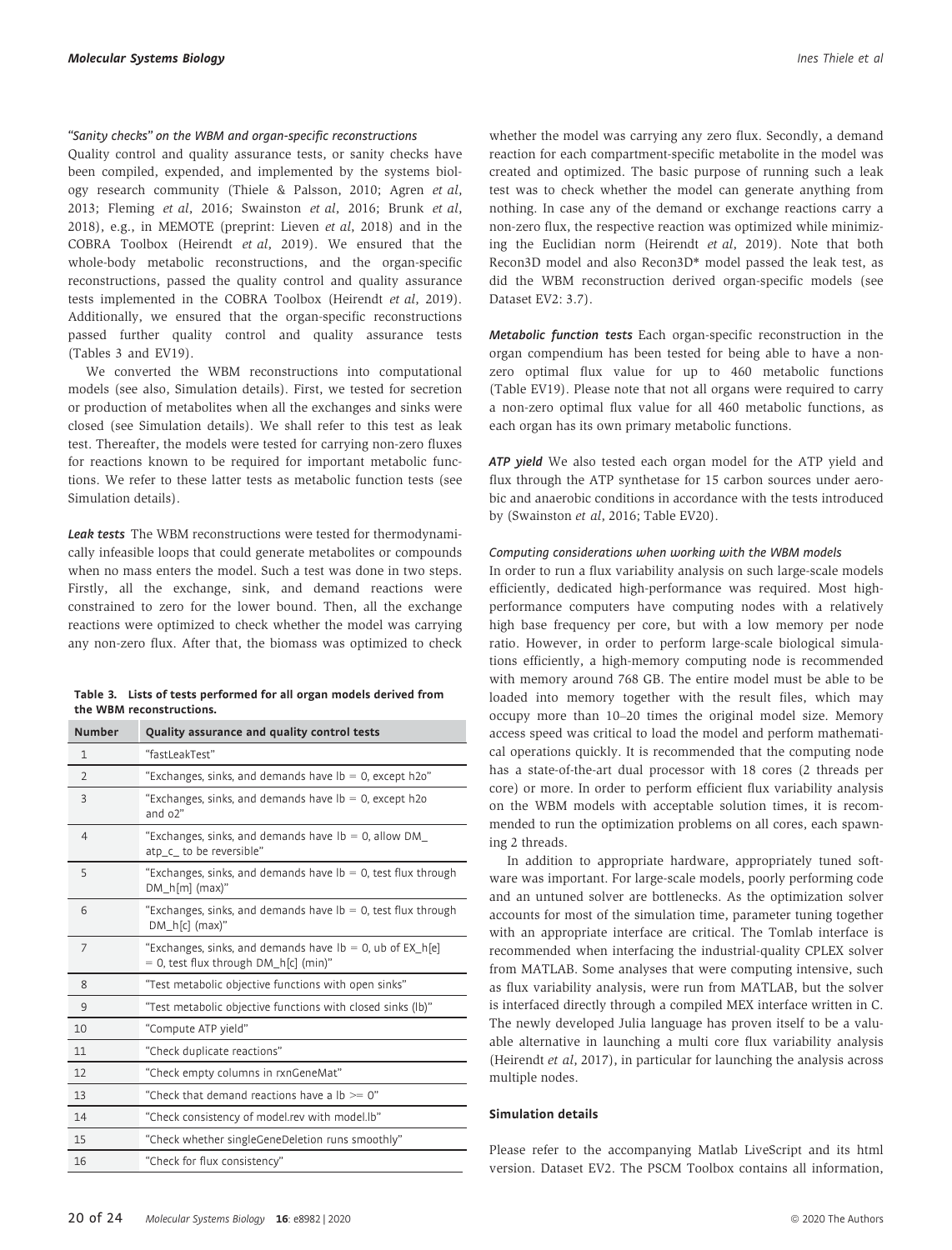*"Sanity checks" on the WBM and organ-specific reconstructions*

Quality control and quality assurance tests, or sanity checks have been compiled, expended, and implemented by the systems biology research community (Thiele & Palsson, 2010; Agren *et al*, 2013; Fleming *et al*, 2016; Swainston *et al*, 2016; Brunk *et al*, 2018), e.g., in MEMOTE (preprint: Lieven *et al*, 2018) and in the COBRA Toolbox (Heirendt *et al*, 2019). We ensured that the whole-body metabolic reconstructions, and the organ-specific reconstructions, passed the quality control and quality assurance tests implemented in the COBRA Toolbox (Heirendt *et al*, 2019). Additionally, we ensured that the organ-specific reconstructions passed further quality control and quality assurance tests (Tables 3 and EV19).

We converted the WBM reconstructions into computational models (see also, Simulation details). First, we tested for secretion or production of metabolites when all the exchanges and sinks were closed (see Simulation details). We shall refer to this test as leak test. Thereafter, the models were tested for carrying non-zero fluxes for reactions known to be required for important metabolic functions. We refer to these latter tests as metabolic function tests (see Simulation details).

***Leak tests*** The WBM reconstructions were tested for thermodynamically infeasible loops that could generate metabolites or compounds when no mass enters the model. Such a test was done in two steps. Firstly, all the exchange, sink, and demand reactions were constrained to zero for the lower bound. Then, all the exchange reactions were optimized to check whether the model was carrying any non-zero flux. After that, the biomass was optimized to check whether the model was carrying any zero flux. Secondly, a demand reaction for each compartment-specific metabolite in the model was created and optimized. The basic purpose of running such a leak test was to check whether the model can generate anything from nothing. In case any of the demand or exchange reactions carry a non-zero flux, the respective reaction was optimized while minimizing the Euclidian norm (Heirendt *et al*, 2019). Note that both Recon3D model and also Recon3D* model passed the leak test, as did the WBM reconstruction derived organ-specific models (see Dataset EV2: 3.7).

**Table 3. Lists of tests performed for all organ models derived from the WBM reconstructions.**

| Number | Quality assurance and quality control tests |
|---|---|
| 1 | "fastLeakTest" |
| 2 | "Exchanges, sinks, and demands have lb = 0, except h2o" |
| 3 | "Exchanges, sinks, and demands have lb = 0, except h2o and o2" |
| 4 | "Exchanges, sinks, and demands have lb = 0, allow DM_atp_c_ to be reversible" |
| 5 | "Exchanges, sinks, and demands have lb = 0, test flux through DM_h[m] (max)" |
| 6 | "Exchanges, sinks, and demands have lb = 0, test flux through DM_h[c] (max)" |
| 7 | "Exchanges, sinks, and demands have lb = 0, ub of EX_h[e] = 0, test flux through DM_h[c] (min)" |
| 8 | "Test metabolic objective functions with open sinks" |
| 9 | "Test metabolic objective functions with closed sinks (lb)" |
| 10 | "Compute ATP yield" |
| 11 | "Check duplicate reactions" |
| 12 | "Check empty columns in rxnGeneMat" |
| 13 | "Check that demand reactions have a lb >= 0" |
| 14 | "Check consistency of model.rev with model.lb" |
| 15 | "Check whether singleGeneDeletion runs smoothly" |
| 16 | "Check for flux consistency" |

***Metabolic function tests*** Each organ-specific reconstruction in the organ compendium has been tested for being able to have a non-zero optimal flux value for up to 460 metabolic functions (Table EV19). Please note that not all organs were required to carry a non-zero optimal flux value for all 460 metabolic functions, as each organ has its own primary metabolic functions.

***ATP yield*** We also tested each organ model for the ATP yield and flux through the ATP synthetase for 15 carbon sources under aerobic and anaerobic conditions in accordance with the tests introduced by (Swainston *et al*, 2016; Table EV20).

*Computing considerations when working with the WBM models*

In order to run a flux variability analysis on such large-scale models efficiently, dedicated high-performance was required. Most high-performance computers have computing nodes with a relatively high base frequency per core, but with a low memory per node ratio. However, in order to perform large-scale biological simulations efficiently, a high-memory computing node is recommended with memory around 768 GB. The entire model must be able to be loaded into memory together with the result files, which may occupy more than 10–20 times the original model size. Memory access speed was critical to load the model and perform mathematical operations quickly. It is recommended that the computing node has a state-of-the-art dual processor with 18 cores (2 threads per core) or more. In order to perform efficient flux variability analysis on the WBM models with acceptable solution times, it is recommended to run the optimization problems on all cores, each spawning 2 threads.

In addition to appropriate hardware, appropriately tuned software was important. For large-scale models, poorly performing code and an untuned solver are bottlenecks. As the optimization solver accounts for most of the simulation time, parameter tuning together with an appropriate interface are critical. The Tomlab interface is recommended when interfacing the industrial-quality CPLEX solver from MATLAB. Some analyses that were computing intensive, such as flux variability analysis, were run from MATLAB, but the solver is interfaced directly through a compiled MEX interface written in C. The newly developed Julia language has proven itself to be a valuable alternative in launching a multi core flux variability analysis (Heirendt *et al*, 2017), in particular for launching the analysis across multiple nodes.

### Simulation details

Please refer to the accompanying Matlab LiveScript and its html version. Dataset EV2. The PSCM Toolbox contains all information,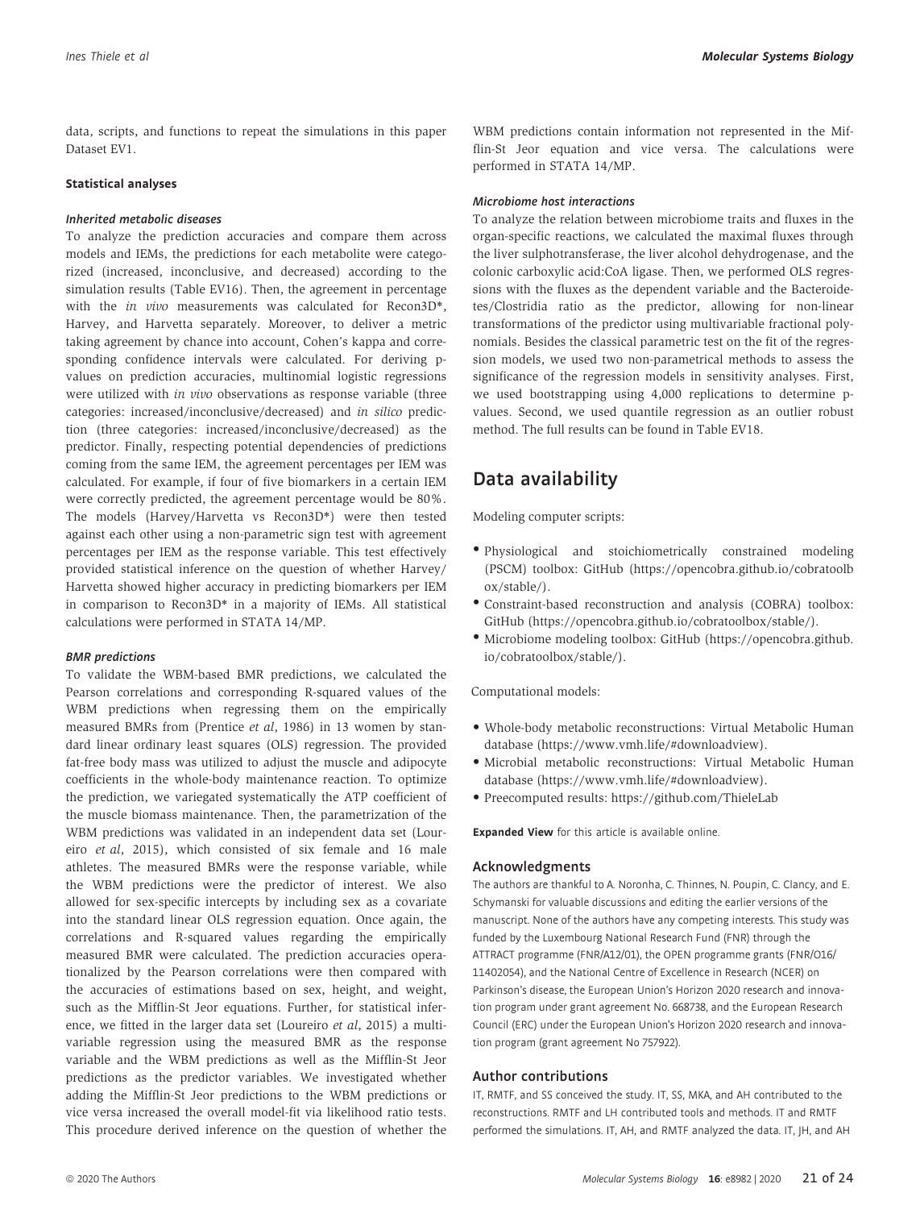data, scripts, and functions to repeat the simulations in this paper Dataset EV1.

### Statistical analyses

#### *Inherited metabolic diseases*

To analyze the prediction accuracies and compare them across models and IEMs, the predictions for each metabolite were categorized (increased, inconclusive, and decreased) according to the simulation results (Table EV16). Then, the agreement in percentage with the *in vivo* measurements was calculated for Recon3D*, Harvey, and Harvetta separately. Moreover, to deliver a metric taking agreement by chance into account, Cohen's kappa and corresponding confidence intervals were calculated. For deriving p-values on prediction accuracies, multinomial logistic regressions were utilized with *in vivo* observations as response variable (three categories: increased/inconclusive/decreased) and *in silico* prediction (three categories: increased/inconclusive/decreased) as the predictor. Finally, respecting potential dependencies of predictions coming from the same IEM, the agreement percentages per IEM was calculated. For example, if four of five biomarkers in a certain IEM were correctly predicted, the agreement percentage would be 80%. The models (Harvey/Harvetta vs Recon3D*) were then tested against each other using a non-parametric sign test with agreement percentages per IEM as the response variable. This test effectively provided statistical inference on the question of whether Harvey/Harvetta showed higher accuracy in predicting biomarkers per IEM in comparison to Recon3D* in a majority of IEMs. All statistical calculations were performed in STATA 14/MP.

#### *BMR predictions*

To validate the WBM-based BMR predictions, we calculated the Pearson correlations and corresponding R-squared values of the WBM predictions when regressing them on the empirically measured BMRs from (Prentice *et al*, 1986) in 13 women by standard linear ordinary least squares (OLS) regression. The provided fat-free body mass was utilized to adjust the muscle and adipocyte coefficients in the whole-body maintenance reaction. To optimize the prediction, we variegated systematically the ATP coefficient of the muscle biomass maintenance. Then, the parametrization of the WBM predictions was validated in an independent data set (Loureiro *et al*, 2015), which consisted of six female and 16 male athletes. The measured BMRs were the response variable, while the WBM predictions were the predictor of interest. We also allowed for sex-specific intercepts by including sex as a covariate into the standard linear OLS regression equation. Once again, the correlations and R-squared values regarding the empirically measured BMR were calculated. The prediction accuracies operationalized by the Pearson correlations were then compared with the accuracies of estimations based on sex, height, and weight, such as the Mifflin-St Jeor equations. Further, for statistical inference, we fitted in the larger data set (Loureiro *et al*, 2015) a multivariable regression using the measured BMR as the response variable and the WBM predictions as well as the Mifflin-St Jeor predictions as the predictor variables. We investigated whether adding the Mifflin-St Jeor predictions to the WBM predictions or vice versa increased the overall model-fit via likelihood ratio tests. This procedure derived inference on the question of whether the WBM predictions contain information not represented in the Mifflin-St Jeor equation and vice versa. The calculations were performed in STATA 14/MP.

#### *Microbiome host interactions*

To analyze the relation between microbiome traits and fluxes in the organ-specific reactions, we calculated the maximal fluxes through the liver sulphotransferase, the liver alcohol dehydrogenase, and the colonic carboxylic acid:CoA ligase. Then, we performed OLS regressions with the fluxes as the dependent variable and the Bacteroidetes/Clostridia ratio as the predictor, allowing for non-linear transformations of the predictor using multivariable fractional polynomials. Besides the classical parametric test on the fit of the regression models, we used two non-parametrical methods to assess the significance of the regression models in sensitivity analyses. First, we used bootstrapping using 4,000 replications to determine p-values. Second, we used quantile regression as an outlier robust method. The full results can be found in Table EV18.

## Data availability

Modeling computer scripts:

- Physiological and stoichiometrically constrained modeling (PSCM) toolbox: GitHub (https://opencobra.github.io/cobratoolbox/stable/).
- Constraint-based reconstruction and analysis (COBRA) toolbox: GitHub (https://opencobra.github.io/cobratoolbox/stable/).
- Microbiome modeling toolbox: GitHub (https://opencobra.github.io/cobratoolbox/stable/).

Computational models:

- Whole-body metabolic reconstructions: Virtual Metabolic Human database (https://www.vmh.life/#downloadview).
- Microbial metabolic reconstructions: Virtual Metabolic Human database (https://www.vmh.life/#downloadview).
- Preecomputed results: https://github.com/ThieleLab

**Expanded View** for this article is available online.

### Acknowledgments

The authors are thankful to A. Noronha, C. Thinnes, N. Poupin, C. Clancy, and E. Schymanski for valuable discussions and editing the earlier versions of the manuscript. None of the authors have any competing interests. This study was funded by the Luxembourg National Research Fund (FNR) through the ATTRACT programme (FNR/A12/01), the OPEN programme grants (FNR/O16/11402054), and the National Centre of Excellence in Research (NCER) on Parkinson's disease, the European Union's Horizon 2020 research and innovation program under grant agreement No. 668738, and the European Research Council (ERC) under the European Union's Horizon 2020 research and innovation program (grant agreement No 757922).

### Author contributions

IT, RMTF, and SS conceived the study. IT, SS, MKA, and AH contributed to the reconstructions. RMTF and LH contributed tools and methods. IT and RMTF performed the simulations. IT, AH, and RMTF analyzed the data. IT, JH, and AH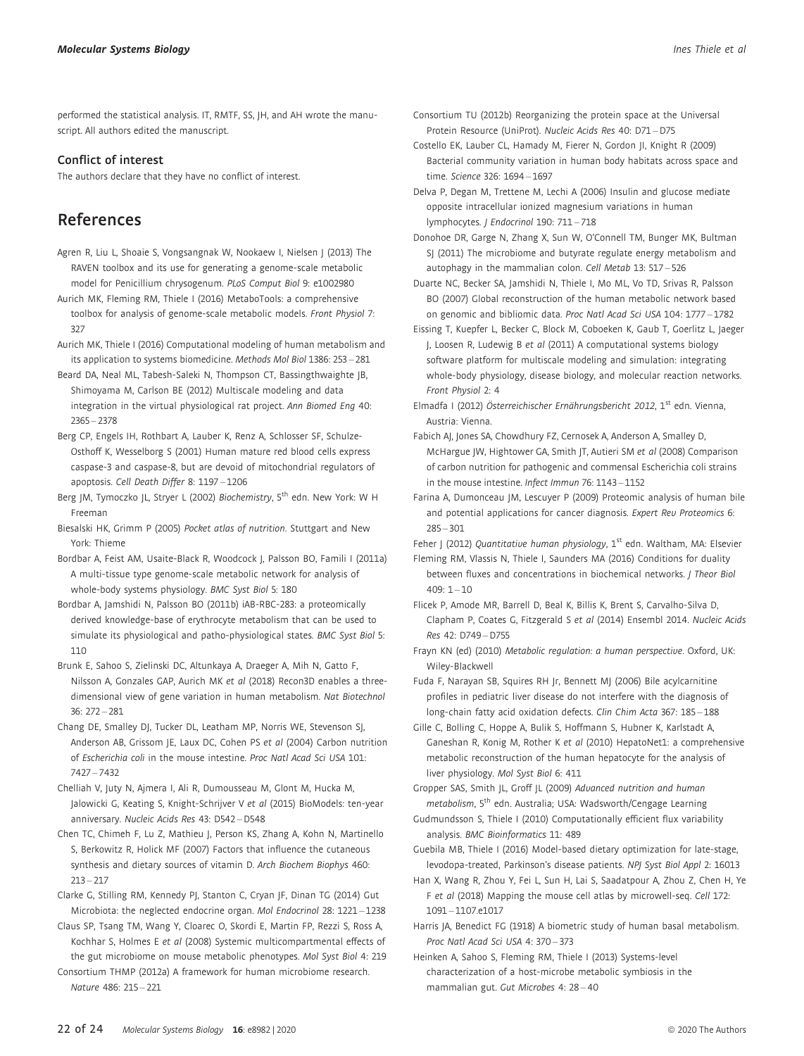performed the statistical analysis. IT, RMTF, SS, JH, and AH wrote the manuscript. All authors edited the manuscript.

### Conflict of interest

The authors declare that they have no conflict of interest.

## References

Agren R, Liu L, Shoaie S, Vongsangnak W, Nookaew I, Nielsen J (2013) The RAVEN toolbox and its use for generating a genome-scale metabolic model for Penicillium chrysogenum. *PLoS Comput Biol* 9: e1002980

Aurich MK, Fleming RM, Thiele I (2016) MetaboTools: a comprehensive toolbox for analysis of genome-scale metabolic models. *Front Physiol* 7: 327

Aurich MK, Thiele I (2016) Computational modeling of human metabolism and its application to systems biomedicine. *Methods Mol Biol* 1386: 253 – 281

Beard DA, Neal ML, Tabesh-Saleki N, Thompson CT, Bassingthwaighte JB, Shimoyama M, Carlson BE (2012) Multiscale modeling and data integration in the virtual physiological rat project. *Ann Biomed Eng* 40: 2365 – 2378

Berg CP, Engels IH, Rothbart A, Lauber K, Renz A, Schlosser SF, Schulze-Osthoff K, Wesselborg S (2001) Human mature red blood cells express caspase-3 and caspase-8, but are devoid of mitochondrial regulators of apoptosis. *Cell Death Differ* 8: 1197 – 1206

Berg JM, Tymoczko JL, Stryer L (2002) *Biochemistry*, 5th edn. New York: W H Freeman

Biesalski HK, Grimm P (2005) *Pocket atlas of nutrition*. Stuttgart and New York: Thieme

Bordbar A, Feist AM, Usaite-Black R, Woodcock J, Palsson BO, Famili I (2011a) A multi-tissue type genome-scale metabolic network for analysis of whole-body systems physiology. *BMC Syst Biol* 5: 180

Bordbar A, Jamshidi N, Palsson BO (2011b) iAB-RBC-283: a proteomically derived knowledge-base of erythrocyte metabolism that can be used to simulate its physiological and patho-physiological states. *BMC Syst Biol* 5: 110

Brunk E, Sahoo S, Zielinski DC, Altunkaya A, Draeger A, Mih N, Gatto F, Nilsson A, Gonzales GAP, Aurich MK *et al* (2018) Recon3D enables a three-dimensional view of gene variation in human metabolism. *Nat Biotechnol* 36: 272 – 281

Chang DE, Smalley DJ, Tucker DL, Leatham MP, Norris WE, Stevenson SJ, Anderson AB, Grissom JE, Laux DC, Cohen PS *et al* (2004) Carbon nutrition of *Escherichia coli* in the mouse intestine. *Proc Natl Acad Sci USA* 101: 7427 – 7432

Chelliah V, Juty N, Ajmera I, Ali R, Dumousseau M, Glont M, Hucka M, Jalowicki G, Keating S, Knight-Schrijver V *et al* (2015) BioModels: ten-year anniversary. *Nucleic Acids Res* 43: D542 – D548

Chen TC, Chimeh F, Lu Z, Mathieu J, Person KS, Zhang A, Kohn N, Martinello S, Berkowitz R, Holick MF (2007) Factors that influence the cutaneous synthesis and dietary sources of vitamin D. *Arch Biochem Biophys* 460: 213 – 217

Clarke G, Stilling RM, Kennedy PJ, Stanton C, Cryan JF, Dinan TG (2014) Gut Microbiota: the neglected endocrine organ. *Mol Endocrinol* 28: 1221 – 1238

Claus SP, Tsang TM, Wang Y, Cloarec O, Skordi E, Martin FP, Rezzi S, Ross A, Kochhar S, Holmes E *et al* (2008) Systemic multicompartmental effects of the gut microbiome on mouse metabolic phenotypes. *Mol Syst Biol* 4: 219

Consortium THMP (2012a) A framework for human microbiome research. *Nature* 486: 215 – 221

Consortium TU (2012b) Reorganizing the protein space at the Universal Protein Resource (UniProt). *Nucleic Acids Res* 40: D71 – D75

Costello EK, Lauber CL, Hamady M, Fierer N, Gordon JI, Knight R (2009) Bacterial community variation in human body habitats across space and time. *Science* 326: 1694 – 1697

Delva P, Degan M, Trettene M, Lechi A (2006) Insulin and glucose mediate opposite intracellular ionized magnesium variations in human lymphocytes. *J Endocrinol* 190: 711 – 718

Donohoe DR, Garge N, Zhang X, Sun W, O'Connell TM, Bunger MK, Bultman SJ (2011) The microbiome and butyrate regulate energy metabolism and autophagy in the mammalian colon. *Cell Metab* 13: 517 – 526

Duarte NC, Becker SA, Jamshidi N, Thiele I, Mo ML, Vo TD, Srivas R, Palsson BO (2007) Global reconstruction of the human metabolic network based on genomic and bibliomic data. *Proc Natl Acad Sci USA* 104: 1777 – 1782

Eissing T, Kuepfer L, Becker C, Block M, Coboeken K, Gaub T, Goerlitz L, Jaeger J, Loosen R, Ludewig B *et al* (2011) A computational systems biology software platform for multiscale modeling and simulation: integrating whole-body physiology, disease biology, and molecular reaction networks. *Front Physiol* 2: 4

Elmadfa I (2012) *Österreichischer Ernährungsbericht 2012*, 1st edn. Vienna, Austria: Vienna.

Fabich AJ, Jones SA, Chowdhury FZ, Cernosek A, Anderson A, Smalley D, McHargue JW, Hightower GA, Smith JT, Autieri SM *et al* (2008) Comparison of carbon nutrition for pathogenic and commensal Escherichia coli strains in the mouse intestine. *Infect Immun* 76: 1143 – 1152

Farina A, Dumonceau JM, Lescuyer P (2009) Proteomic analysis of human bile and potential applications for cancer diagnosis. *Expert Rev Proteomics* 6: 285 – 301

Feher J (2012) *Quantitative human physiology*, 1st edn. Waltham, MA: Elsevier

Fleming RM, Vlassis N, Thiele I, Saunders MA (2016) Conditions for duality between fluxes and concentrations in biochemical networks. *J Theor Biol* 409: 1 – 10

Flicek P, Amode MR, Barrell D, Beal K, Billis K, Brent S, Carvalho-Silva D, Clapham P, Coates G, Fitzgerald S *et al* (2014) Ensembl 2014. *Nucleic Acids Res* 42: D749 – D755

Frayn KN (ed) (2010) *Metabolic regulation: a human perspective*. Oxford, UK: Wiley-Blackwell

Fuda F, Narayan SB, Squires RH Jr, Bennett MJ (2006) Bile acylcarnitine profiles in pediatric liver disease do not interfere with the diagnosis of long-chain fatty acid oxidation defects. *Clin Chim Acta* 367: 185 – 188

Gille C, Bolling C, Hoppe A, Bulik S, Hoffmann S, Hubner K, Karlstadt A, Ganeshan R, Konig M, Rother K *et al* (2010) HepatoNet1: a comprehensive metabolic reconstruction of the human hepatocyte for the analysis of liver physiology. *Mol Syst Biol* 6: 411

Gropper SAS, Smith JL, Groff JL (2009) *Advanced nutrition and human metabolism*, 5th edn. Australia; USA: Wadsworth/Cengage Learning

Gudmundsson S, Thiele I (2010) Computationally efficient flux variability analysis. *BMC Bioinformatics* 11: 489

Guebila MB, Thiele I (2016) Model-based dietary optimization for late-stage, levodopa-treated, Parkinson's disease patients. *NPJ Syst Biol Appl* 2: 16013

Han X, Wang R, Zhou Y, Fei L, Sun H, Lai S, Saadatpour A, Zhou Z, Chen H, Ye F *et al* (2018) Mapping the mouse cell atlas by microwell-seq. *Cell* 172: 1091 – 1107.e1017

Harris JA, Benedict FG (1918) A biometric study of human basal metabolism. *Proc Natl Acad Sci USA* 4: 370 – 373

Heinken A, Sahoo S, Fleming RM, Thiele I (2013) Systems-level characterization of a host-microbe metabolic symbiosis in the mammalian gut. *Gut Microbes* 4: 28 – 40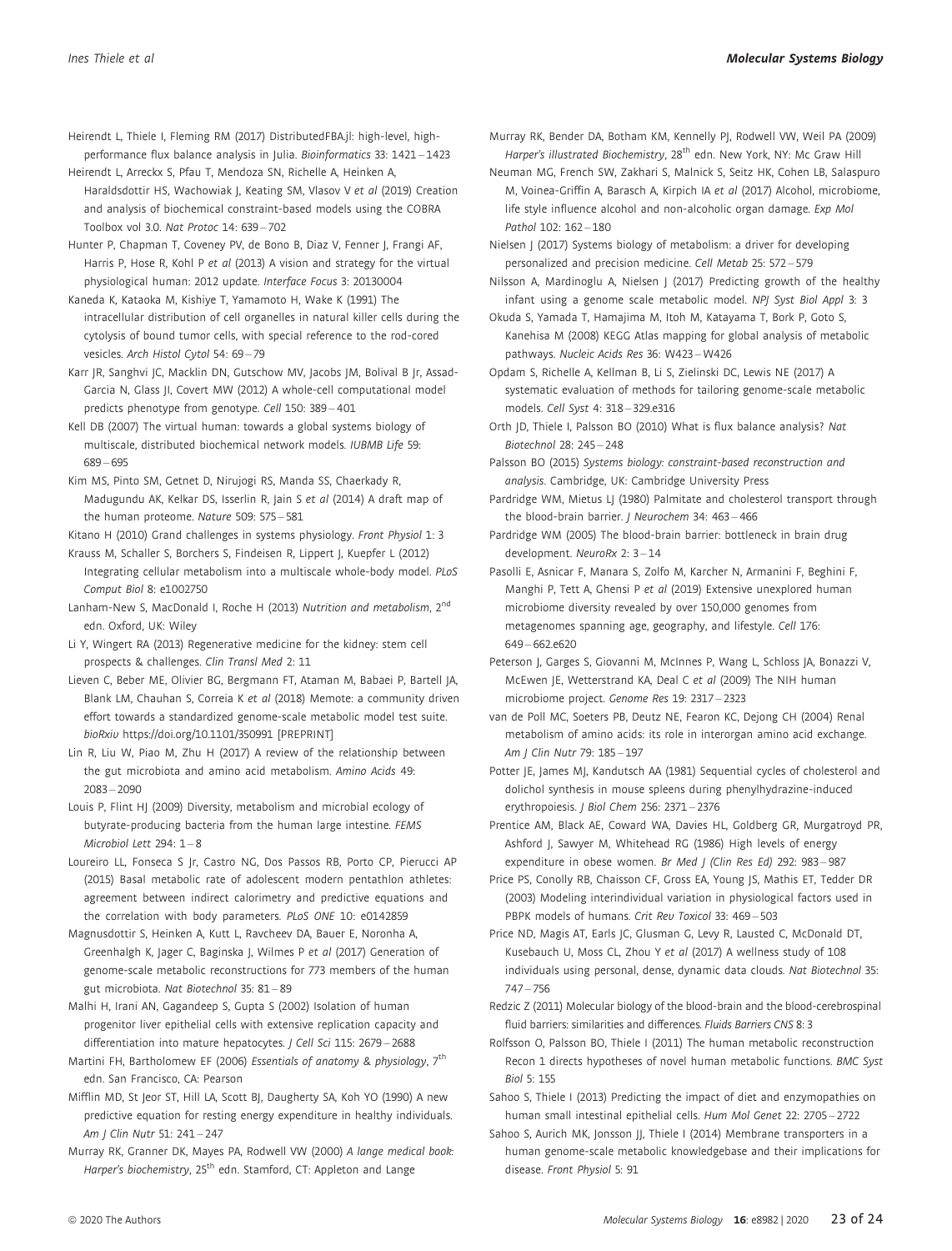Heirendt L, Thiele I, Fleming RM (2017) DistributedFBA.jl: high-level, high-performance flux balance analysis in Julia. *Bioinformatics* 33: 1421 – 1423

Heirendt L, Arreckx S, Pfau T, Mendoza SN, Richelle A, Heinken A, Haraldsdottir HS, Wachowiak J, Keating SM, Vlasov V *et al* (2019) Creation and analysis of biochemical constraint-based models using the COBRA Toolbox vol 3.0. *Nat Protoc* 14: 639 – 702

Hunter P, Chapman T, Coveney PV, de Bono B, Diaz V, Fenner J, Frangi AF, Harris P, Hose R, Kohl P *et al* (2013) A vision and strategy for the virtual physiological human: 2012 update. *Interface Focus* 3: 20130004

Kaneda K, Kataoka M, Kishiye T, Yamamoto H, Wake K (1991) The intracellular distribution of cell organelles in natural killer cells during the cytolysis of bound tumor cells, with special reference to the rod-cored vesicles. *Arch Histol Cytol* 54: 69 – 79

Karr JR, Sanghvi JC, Macklin DN, Gutschow MV, Jacobs JM, Bolival B Jr, Assad-Garcia N, Glass JI, Covert MW (2012) A whole-cell computational model predicts phenotype from genotype. *Cell* 150: 389 – 401

Kell DB (2007) The virtual human: towards a global systems biology of multiscale, distributed biochemical network models. *IUBMB Life* 59: 689 – 695

Kim MS, Pinto SM, Getnet D, Nirujogi RS, Manda SS, Chaerkady R, Madugundu AK, Kelkar DS, Isserlin R, Jain S *et al* (2014) A draft map of the human proteome. *Nature* 509: 575 – 581

Kitano H (2010) Grand challenges in systems physiology. *Front Physiol* 1: 3

Krauss M, Schaller S, Borchers S, Findeisen R, Lippert J, Kuepfer L (2012) Integrating cellular metabolism into a multiscale whole-body model. *PLoS Comput Biol* 8: e1002750

Lanham-New S, MacDonald I, Roche H (2013) *Nutrition and metabolism*, 2nd edn. Oxford, UK: Wiley

Li Y, Wingert RA (2013) Regenerative medicine for the kidney: stem cell prospects & challenges. *Clin Transl Med* 2: 11

Lieven C, Beber ME, Olivier BG, Bergmann FT, Ataman M, Babaei P, Bartell JA, Blank LM, Chauhan S, Correia K *et al* (2018) Memote: a community driven effort towards a standardized genome-scale metabolic model test suite. *bioRxiv* https://doi.org/10.1101/350991 [PREPRINT]

Lin R, Liu W, Piao M, Zhu H (2017) A review of the relationship between the gut microbiota and amino acid metabolism. *Amino Acids* 49: 2083 – 2090

Louis P, Flint HJ (2009) Diversity, metabolism and microbial ecology of butyrate-producing bacteria from the human large intestine. *FEMS Microbiol Lett* 294: 1 – 8

Loureiro LL, Fonseca S Jr, Castro NG, Dos Passos RB, Porto CP, Pierucci AP (2015) Basal metabolic rate of adolescent modern pentathlon athletes: agreement between indirect calorimetry and predictive equations and the correlation with body parameters. *PLoS ONE* 10: e0142859

Magnusdottir S, Heinken A, Kutt L, Ravcheev DA, Bauer E, Noronha A, Greenhalgh K, Jager C, Baginska J, Wilmes P *et al* (2017) Generation of genome-scale metabolic reconstructions for 773 members of the human gut microbiota. *Nat Biotechnol* 35: 81 – 89

Malhi H, Irani AN, Gagandeep S, Gupta S (2002) Isolation of human progenitor liver epithelial cells with extensive replication capacity and differentiation into mature hepatocytes. *J Cell Sci* 115: 2679 – 2688

Martini FH, Bartholomew EF (2006) *Essentials of anatomy & physiology*, 7th edn. San Francisco, CA: Pearson

Mifflin MD, St Jeor ST, Hill LA, Scott BJ, Daugherty SA, Koh YO (1990) A new predictive equation for resting energy expenditure in healthy individuals. *Am J Clin Nutr* 51: 241 – 247

Murray RK, Granner DK, Mayes PA, Rodwell VW (2000) *A lange medical book: Harper's biochemistry*, 25th edn. Stamford, CT: Appleton and Lange

Murray RK, Bender DA, Botham KM, Kennelly PJ, Rodwell VW, Weil PA (2009) *Harper's illustrated Biochemistry*, 28th edn. New York, NY: Mc Graw Hill

Neuman MG, French SW, Zakhari S, Malnick S, Seitz HK, Cohen LB, Salaspuro M, Voinea-Griffin A, Barasch A, Kirpich IA *et al* (2017) Alcohol, microbiome, life style influence alcohol and non-alcoholic organ damage. *Exp Mol Pathol* 102: 162 – 180

Nielsen J (2017) Systems biology of metabolism: a driver for developing personalized and precision medicine. *Cell Metab* 25: 572 – 579

Nilsson A, Mardinoglu A, Nielsen J (2017) Predicting growth of the healthy infant using a genome scale metabolic model. *NPJ Syst Biol Appl* 3: 3

Okuda S, Yamada T, Hamajima M, Itoh M, Katayama T, Bork P, Goto S, Kanehisa M (2008) KEGG Atlas mapping for global analysis of metabolic pathways. *Nucleic Acids Res* 36: W423 – W426

Opdam S, Richelle A, Kellman B, Li S, Zielinski DC, Lewis NE (2017) A systematic evaluation of methods for tailoring genome-scale metabolic models. *Cell Syst* 4: 318 – 329.e316

Orth JD, Thiele I, Palsson BO (2010) What is flux balance analysis? *Nat Biotechnol* 28: 245 – 248

Palsson BO (2015) *Systems biology: constraint-based reconstruction and analysis*. Cambridge, UK: Cambridge University Press

Pardridge WM, Mietus LJ (1980) Palmitate and cholesterol transport through the blood-brain barrier. *J Neurochem* 34: 463 – 466

Pardridge WM (2005) The blood-brain barrier: bottleneck in brain drug development. *NeuroRx* 2: 3 – 14

Pasolli E, Asnicar F, Manara S, Zolfo M, Karcher N, Armanini F, Beghini F, Manghi P, Tett A, Ghensi P *et al* (2019) Extensive unexplored human microbiome diversity revealed by over 150,000 genomes from metagenomes spanning age, geography, and lifestyle. *Cell* 176: 649 – 662.e620

Peterson J, Garges S, Giovanni M, McInnes P, Wang L, Schloss JA, Bonazzi V, McEwen JE, Wetterstrand KA, Deal C *et al* (2009) The NIH human microbiome project. *Genome Res* 19: 2317 – 2323

van de Poll MC, Soeters PB, Deutz NE, Fearon KC, Dejong CH (2004) Renal metabolism of amino acids: its role in interorgan amino acid exchange. *Am J Clin Nutr* 79: 185 – 197

Potter JE, James MJ, Kandutsch AA (1981) Sequential cycles of cholesterol and dolichol synthesis in mouse spleens during phenylhydrazine-induced erythropoiesis. *J Biol Chem* 256: 2371 – 2376

Prentice AM, Black AE, Coward WA, Davies HL, Goldberg GR, Murgatroyd PR, Ashford J, Sawyer M, Whitehead RG (1986) High levels of energy expenditure in obese women. *Br Med J (Clin Res Ed)* 292: 983 – 987

Price PS, Conolly RB, Chaisson CF, Gross EA, Young JS, Mathis ET, Tedder DR (2003) Modeling interindividual variation in physiological factors used in PBPK models of humans. *Crit Rev Toxicol* 33: 469 – 503

Price ND, Magis AT, Earls JC, Glusman G, Levy R, Lausted C, McDonald DT, Kusebauch U, Moss CL, Zhou Y *et al* (2017) A wellness study of 108 individuals using personal, dense, dynamic data clouds. *Nat Biotechnol* 35: 747 – 756

Redzic Z (2011) Molecular biology of the blood-brain and the blood-cerebrospinal fluid barriers: similarities and differences. *Fluids Barriers CNS* 8: 3

Rolfsson O, Palsson BO, Thiele I (2011) The human metabolic reconstruction Recon 1 directs hypotheses of novel human metabolic functions. *BMC Syst Biol* 5: 155

Sahoo S, Thiele I (2013) Predicting the impact of diet and enzymopathies on human small intestinal epithelial cells. *Hum Mol Genet* 22: 2705 – 2722

Sahoo S, Aurich MK, Jonsson JJ, Thiele I (2014) Membrane transporters in a human genome-scale metabolic knowledgebase and their implications for disease. *Front Physiol* 5: 91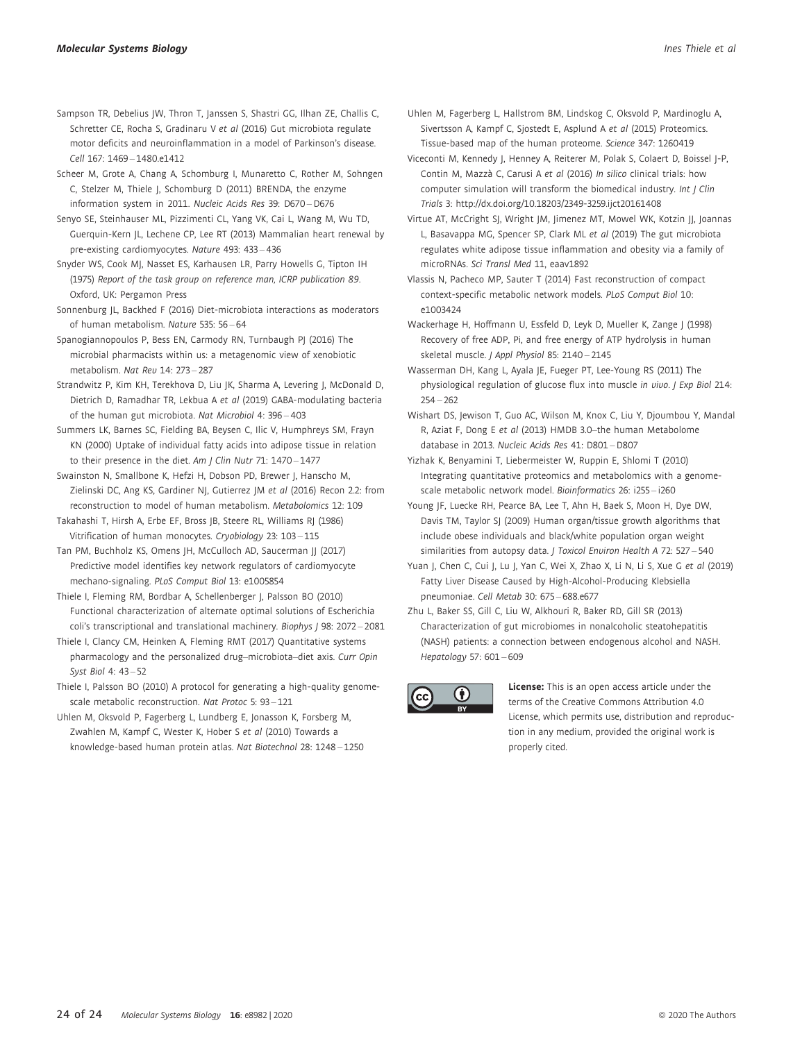Sampson TR, Debelius JW, Thron T, Janssen S, Shastri GG, Ilhan ZE, Challis C, Schretter CE, Rocha S, Gradinaru V *et al* (2016) Gut microbiota regulate motor deficits and neuroinflammation in a model of Parkinson's disease. *Cell* 167: 1469–1480.e1412

Scheer M, Grote A, Chang A, Schomburg I, Munaretto C, Rother M, Sohngen C, Stelzer M, Thiele J, Schomburg D (2011) BRENDA, the enzyme information system in 2011. *Nucleic Acids Res* 39: D670–D676

Senyo SE, Steinhauser ML, Pizzimenti CL, Yang VK, Cai L, Wang M, Wu TD, Guerquin-Kern JL, Lechene CP, Lee RT (2013) Mammalian heart renewal by pre-existing cardiomyocytes. *Nature* 493: 433–436

Snyder WS, Cook MJ, Nasset ES, Karhausen LR, Parry Howells G, Tipton IH (1975) *Report of the task group on reference man, ICRP publication 89*. Oxford, UK: Pergamon Press

Sonnenburg JL, Backhed F (2016) Diet-microbiota interactions as moderators of human metabolism. *Nature* 535: 56–64

Spanogiannopoulos P, Bess EN, Carmody RN, Turnbaugh PJ (2016) The microbial pharmacists within us: a metagenomic view of xenobiotic metabolism. *Nat Rev* 14: 273–287

Strandwitz P, Kim KH, Terekhova D, Liu JK, Sharma A, Levering J, McDonald D, Dietrich D, Ramadhar TR, Lekbua A *et al* (2019) GABA-modulating bacteria of the human gut microbiota. *Nat Microbiol* 4: 396–403

Summers LK, Barnes SC, Fielding BA, Beysen C, Ilic V, Humphreys SM, Frayn KN (2000) Uptake of individual fatty acids into adipose tissue in relation to their presence in the diet. *Am J Clin Nutr* 71: 1470–1477

Swainston N, Smallbone K, Hefzi H, Dobson PD, Brewer J, Hanscho M, Zielinski DC, Ang KS, Gardiner NJ, Gutierrez JM *et al* (2016) Recon 2.2: from reconstruction to model of human metabolism. *Metabolomics* 12: 109

Takahashi T, Hirsh A, Erbe EF, Bross JB, Steere RL, Williams RJ (1986) Vitrification of human monocytes. *Cryobiology* 23: 103–115

Tan PM, Buchholz KS, Omens JH, McCulloch AD, Saucerman JJ (2017) Predictive model identifies key network regulators of cardiomyocyte mechano-signaling. *PLoS Comput Biol* 13: e1005854

Thiele I, Fleming RM, Bordbar A, Schellenberger J, Palsson BO (2010) Functional characterization of alternate optimal solutions of Escherichia coli's transcriptional and translational machinery. *Biophys J* 98: 2072–2081

Thiele I, Clancy CM, Heinken A, Fleming RMT (2017) Quantitative systems pharmacology and the personalized drug–microbiota–diet axis. *Curr Opin Syst Biol* 4: 43–52

Thiele I, Palsson BO (2010) A protocol for generating a high-quality genome-scale metabolic reconstruction. *Nat Protoc* 5: 93–121

Uhlen M, Oksvold P, Fagerberg L, Lundberg E, Jonasson K, Forsberg M, Zwahlen M, Kampf C, Wester K, Hober S *et al* (2010) Towards a knowledge-based human protein atlas. *Nat Biotechnol* 28: 1248–1250

Uhlen M, Fagerberg L, Hallstrom BM, Lindskog C, Oksvold P, Mardinoglu A, Sivertsson A, Kampf C, Sjostedt E, Asplund A *et al* (2015) Proteomics. Tissue-based map of the human proteome. *Science* 347: 1260419

Viceconti M, Kennedy J, Henney A, Reiterer M, Polak S, Colaert D, Boissel J-P, Contin M, Mazzà C, Carusi A *et al* (2016) *In silico* clinical trials: how computer simulation will transform the biomedical industry. *Int J Clin Trials* 3: http://dx.doi.org/10.18203/2349-3259.ijct20161408

Virtue AT, McCright SJ, Wright JM, Jimenez MT, Mowel WK, Kotzin JJ, Joannas L, Basavappa MG, Spencer SP, Clark ML *et al* (2019) The gut microbiota regulates white adipose tissue inflammation and obesity via a family of microRNAs. *Sci Transl Med* 11, eaav1892

Vlassis N, Pacheco MP, Sauter T (2014) Fast reconstruction of compact context-specific metabolic network models. *PLoS Comput Biol* 10: e1003424

Wackerhage H, Hoffmann U, Essfeld D, Leyd D, Mueller K, Zange J (1998) Recovery of free ADP, Pi, and free energy of ATP hydrolysis in human skeletal muscle. *J Appl Physiol* 85: 2140–2145

Wasserman DH, Kang L, Ayala JE, Fueger PT, Lee-Young RS (2011) The physiological regulation of glucose flux into muscle *in vivo*. *J Exp Biol* 214: 254–262

Wishart DS, Jewison T, Guo AC, Wilson M, Knox C, Liu Y, Djoumbou Y, Mandal R, Aziat F, Dong E *et al* (2013) HMDB 3.0–the human Metabolome database in 2013. *Nucleic Acids Res* 41: D801–D807

Yizhak K, Benyamini T, Liebermeister W, Ruppin E, Shlomi T (2010) Integrating quantitative proteomics and metabolomics with a genome-scale metabolic network model. *Bioinformatics* 26: i255–i260

Young JF, Luecke RH, Pearce BA, Lee T, Ahn H, Baek S, Moon H, Dye DW, Davis TM, Taylor SJ (2009) Human organ/tissue growth algorithms that include obese individuals and black/white population organ weight similarities from autopsy data. *J Toxicol Environ Health A* 72: 527–540

Yuan J, Chen C, Cui J, Lu J, Yan C, Wei X, Zhao X, Li N, Li S, Xue G *et al* (2019) Fatty Liver Disease Caused by High-Alcohol-Producing Klebsiella pneumoniae. *Cell Metab* 30: 675–688.e677

Zhu L, Baker SS, Gill C, Liu W, Alkhouri R, Baker RD, Gill SR (2013) Characterization of gut microbiomes in nonalcoholic steatohepatitis (NASH) patients: a connection between endogenous alcohol and NASH. *Hepatology* 57: 601–609

**License:** This is an open access article under the terms of the Creative Commons Attribution 4.0 License, which permits use, distribution and reproduction in any medium, provided the original work is properly cited.